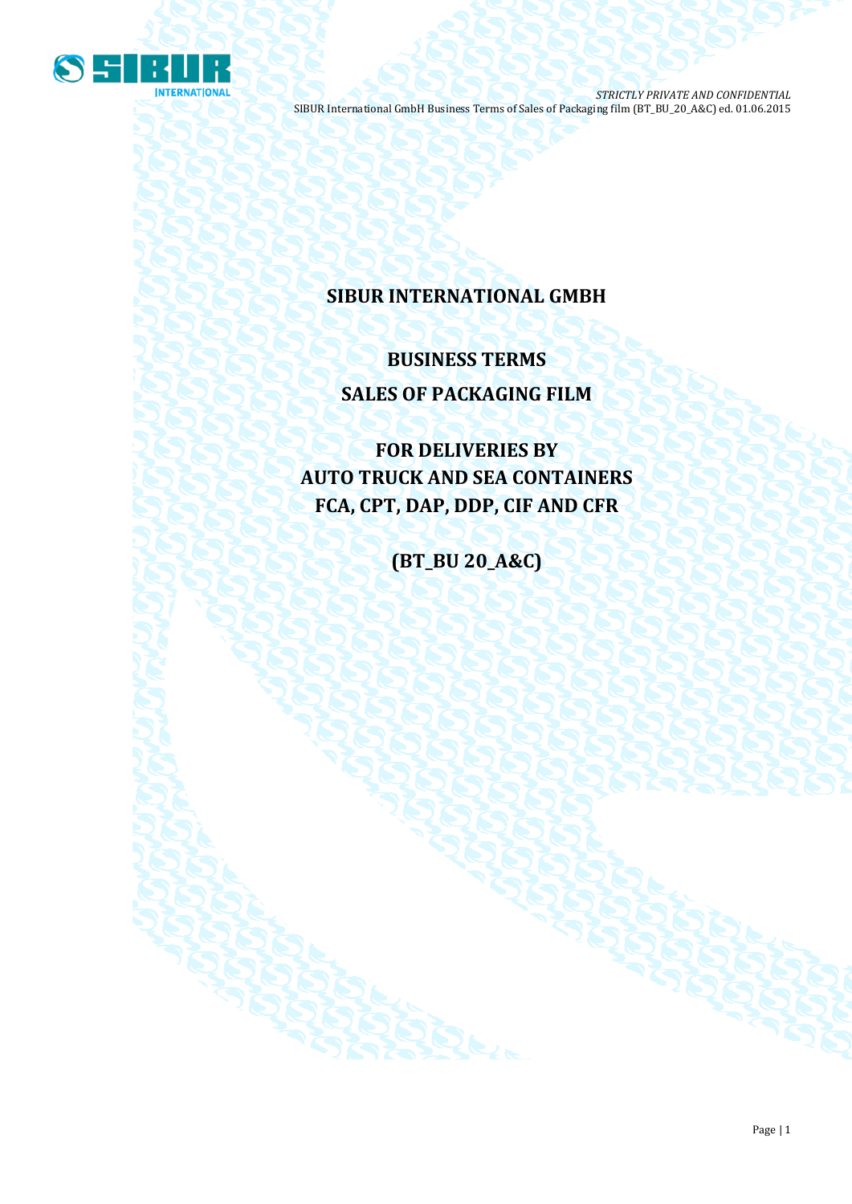# SIBUR INTERNATIONAL GMBH

## BUSINESS TERMS

## SALES OF PACKAGING FILM

## FOR DELIVERIES BY AUTO TRUCK AND SEA CONTAINERS FCA, CPT, DAP, DDP, CIF AND CFR

## (BT_BU 20_A&C)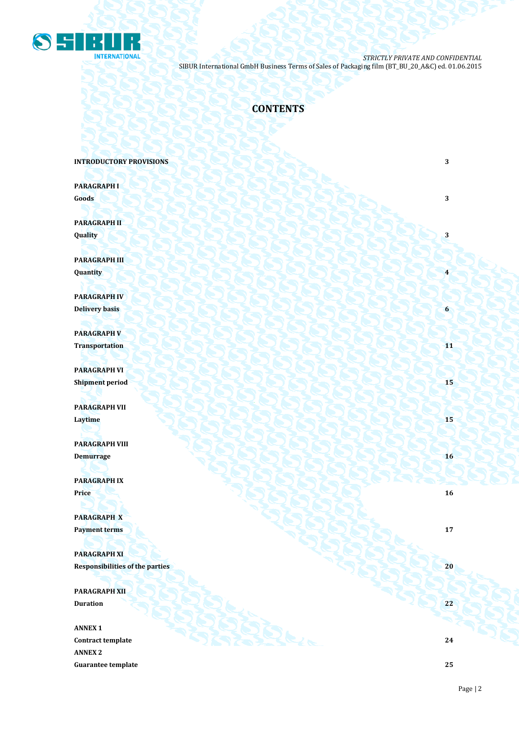# CONTENTS

| | |
|---|---|
| **INTRODUCTORY PROVISIONS** | **3** |
| **PARAGRAPH I**<br>**Goods** | **3** |
| **PARAGRAPH II**<br>**Quality** | **3** |
| **PARAGRAPH III**<br>**Quantity** | **4** |
| **PARAGRAPH IV**<br>**Delivery basis** | **6** |
| **PARAGRAPH V**<br>**Transportation** | **11** |
| **PARAGRAPH VI**<br>**Shipment period** | **15** |
| **PARAGRAPH VII**<br>**Laytime** | **15** |
| **PARAGRAPH VIII**<br>**Demurrage** | **16** |
| **PARAGRAPH IX**<br>**Price** | **16** |
| **PARAGRAPH X**<br>**Payment terms** | **17** |
| **PARAGRAPH XI**<br>**Responsibilities of the parties** | **20** |
| **PARAGRAPH XII**<br>**Duration** | **22** |
| **ANNEX 1**<br>**Contract template** | **24** |
| **ANNEX 2**<br>**Guarantee template** | **25** |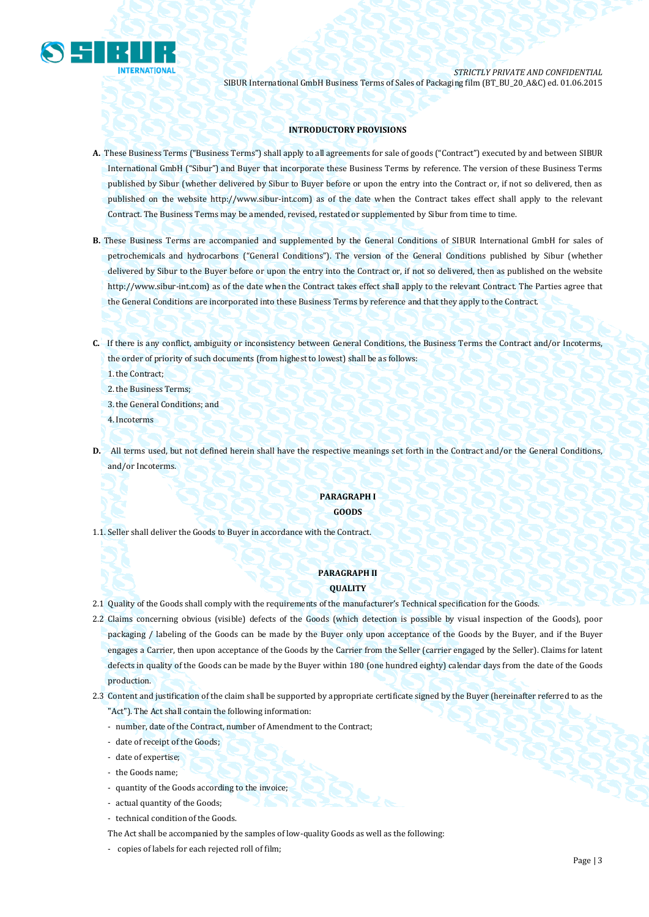### INTRODUCTORY PROVISIONS

**A.** These Business Terms ("Business Terms") shall apply to all agreements for sale of goods ("Contract") executed by and between SIBUR International GmbH ("Sibur") and Buyer that incorporate these Business Terms by reference. The version of these Business Terms published by Sibur (whether delivered by Sibur to Buyer before or upon the entry into the Contract or, if not so delivered, then as published on the website http://www.sibur-int.com) as of the date when the Contract takes effect shall apply to the relevant Contract. The Business Terms may be amended, revised, restated or supplemented by Sibur from time to time.

**B.** These Business Terms are accompanied and supplemented by the General Conditions of SIBUR International GmbH for sales of petrochemicals and hydrocarbons ("General Conditions"). The version of the General Conditions published by Sibur (whether delivered by Sibur to the Buyer before or upon the entry into the Contract or, if not so delivered, then as published on the website http://www.sibur-int.com) as of the date when the Contract takes effect shall apply to the relevant Contract. The Parties agree that the General Conditions are incorporated into these Business Terms by reference and that they apply to the Contract.

**C.** If there is any conflict, ambiguity or inconsistency between General Conditions, the Business Terms the Contract and/or Incoterms, the order of priority of such documents (from highest to lowest) shall be as follows:

1. the Contract;
2. the Business Terms;
3. the General Conditions; and
4. Incoterms

**D.** All terms used, but not defined herein shall have the respective meanings set forth in the Contract and/or the General Conditions, and/or Incoterms.

### PARAGRAPH I
### GOODS

1.1. Seller shall deliver the Goods to Buyer in accordance with the Contract.

### PARAGRAPH II
### QUALITY

2.1 Quality of the Goods shall comply with the requirements of the manufacturer's Technical specification for the Goods.

2.2 Claims concerning obvious (visible) defects of the Goods (which detection is possible by visual inspection of the Goods), poor packaging / labeling of the Goods can be made by the Buyer only upon acceptance of the Goods by the Buyer, and if the Buyer engages a Carrier, then upon acceptance of the Goods by the Carrier from the Seller (carrier engaged by the Seller). Claims for latent defects in quality of the Goods can be made by the Buyer within 180 (one hundred eighty) calendar days from the date of the Goods production.

2.3 Content and justification of the claim shall be supported by appropriate certificate signed by the Buyer (hereinafter referred to as the "Act"). The Act shall contain the following information:

- number, date of the Contract, number of Amendment to the Contract;
- date of receipt of the Goods;
- date of expertise;
- the Goods name;
- quantity of the Goods according to the invoice;
- actual quantity of the Goods;
- technical condition of the Goods.

The Act shall be accompanied by the samples of low-quality Goods as well as the following:

- copies of labels for each rejected roll of film;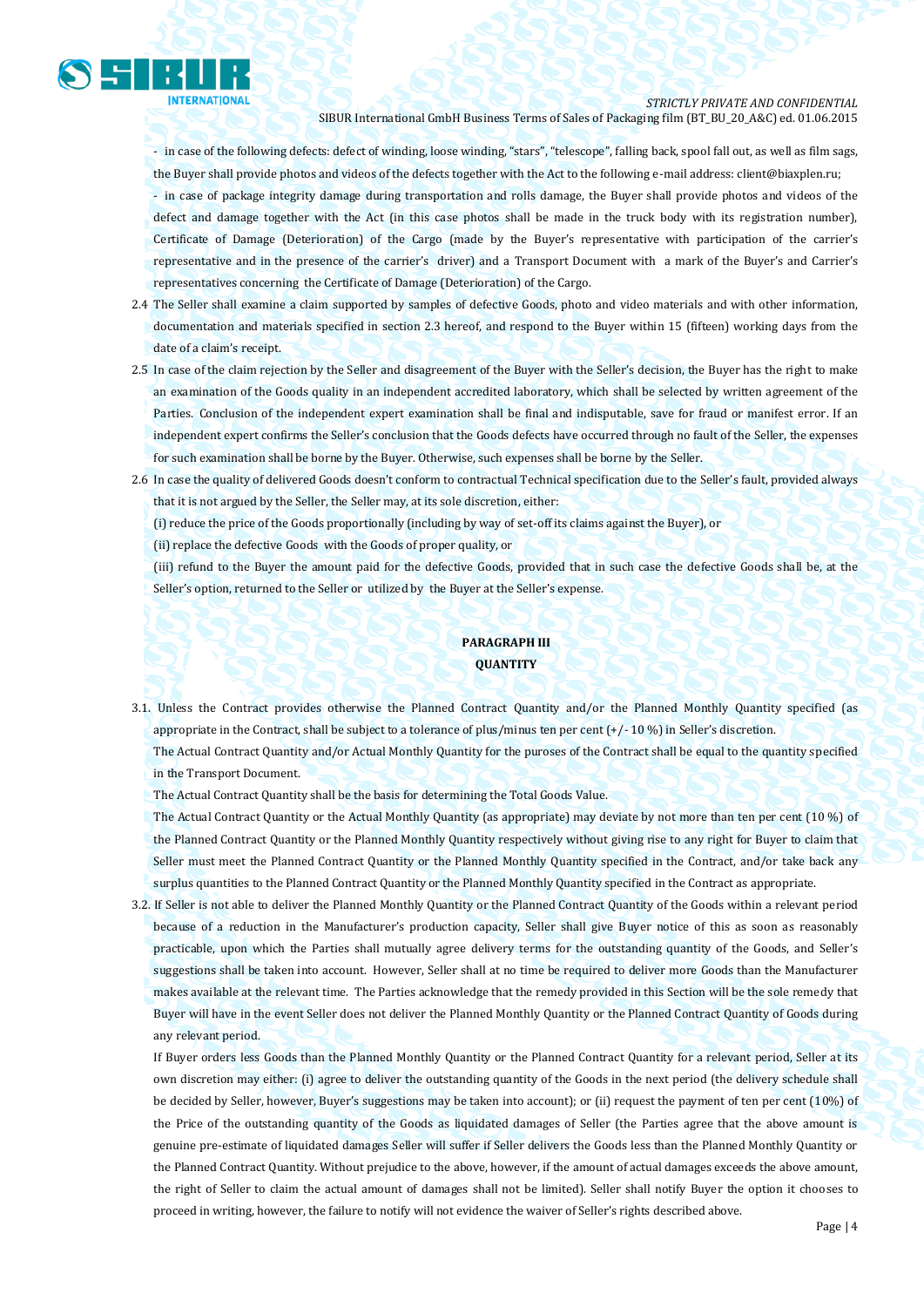- in case of the following defects: defect of winding, loose winding, "stars", "telescope", falling back, spool fall out, as well as film sags, the Buyer shall provide photos and videos of the defects together with the Act to the following e-mail address: client@biaxplen.ru;

- in case of package integrity damage during transportation and rolls damage, the Buyer shall provide photos and videos of the defect and damage together with the Act (in this case photos shall be made in the truck body with its registration number), Certificate of Damage (Deterioration) of the Cargo (made by the Buyer's representative with participation of the carrier's representative and in the presence of the carrier's driver) and a Transport Document with a mark of the Buyer's and Carrier's representatives concerning the Certificate of Damage (Deterioration) of the Cargo.

2.4 The Seller shall examine a claim supported by samples of defective Goods, photo and video materials and with other information, documentation and materials specified in section 2.3 hereof, and respond to the Buyer within 15 (fifteen) working days from the date of a claim's receipt.

2.5 In case of the claim rejection by the Seller and disagreement of the Buyer with the Seller's decision, the Buyer has the right to make an examination of the Goods quality in an independent accredited laboratory, which shall be selected by written agreement of the Parties. Conclusion of the independent expert examination shall be final and indisputable, save for fraud or manifest error. If an independent expert confirms the Seller's conclusion that the Goods defects have occurred through no fault of the Seller, the expenses for such examination shall be borne by the Buyer. Otherwise, such expenses shall be borne by the Seller.

2.6 In case the quality of delivered Goods doesn't conform to contractual Technical specification due to the Seller's fault, provided always that it is not argued by the Seller, the Seller may, at its sole discretion, either:

(i) reduce the price of the Goods proportionally (including by way of set-off its claims against the Buyer), or

(ii) replace the defective Goods with the Goods of proper quality, or

(iii) refund to the Buyer the amount paid for the defective Goods, provided that in such case the defective Goods shall be, at the Seller's option, returned to the Seller or utilized by the Buyer at the Seller's expense.

## PARAGRAPH III
## QUANTITY

3.1. Unless the Contract provides otherwise the Planned Contract Quantity and/or the Planned Monthly Quantity specified (as appropriate in the Contract, shall be subject to a tolerance of plus/minus ten per cent (+/- 10 %) in Seller's discretion.

The Actual Contract Quantity and/or Actual Monthly Quantity for the puroses of the Contract shall be equal to the quantity specified in the Transport Document.

The Actual Contract Quantity shall be the basis for determining the Total Goods Value.

The Actual Contract Quantity or the Actual Monthly Quantity (as appropriate) may deviate by not more than ten per cent (10 %) of the Planned Contract Quantity or the Planned Monthly Quantity respectively without giving rise to any right for Buyer to claim that Seller must meet the Planned Contract Quantity or the Planned Monthly Quantity specified in the Contract, and/or take back any surplus quantities to the Planned Contract Quantity or the Planned Monthly Quantity specified in the Contract as appropriate.

3.2. If Seller is not able to deliver the Planned Monthly Quantity or the Planned Contract Quantity of the Goods within a relevant period because of a reduction in the Manufacturer's production capacity, Seller shall give Buyer notice of this as soon as reasonably practicable, upon which the Parties shall mutually agree delivery terms for the outstanding quantity of the Goods, and Seller's suggestions shall be taken into account. However, Seller shall at no time be required to deliver more Goods than the Manufacturer makes available at the relevant time. The Parties acknowledge that the remedy provided in this Section will be the sole remedy that Buyer will have in the event Seller does not deliver the Planned Monthly Quantity or the Planned Contract Quantity of Goods during any relevant period.

If Buyer orders less Goods than the Planned Monthly Quantity or the Planned Contract Quantity for a relevant period, Seller at its own discretion may either: (i) agree to deliver the outstanding quantity of the Goods in the next period (the delivery schedule shall be decided by Seller, however, Buyer's suggestions may be taken into account); or (ii) request the payment of ten per cent (10%) of the Price of the outstanding quantity of the Goods as liquidated damages of Seller (the Parties agree that the above amount is genuine pre-estimate of liquidated damages Seller will suffer if Seller delivers the Goods less than the Planned Monthly Quantity or the Planned Contract Quantity. Without prejudice to the above, however, if the amount of actual damages exceeds the above amount, the right of Seller to claim the actual amount of damages shall not be limited). Seller shall notify Buyer the option it chooses to proceed in writing, however, the failure to notify will not evidence the waiver of Seller's rights described above.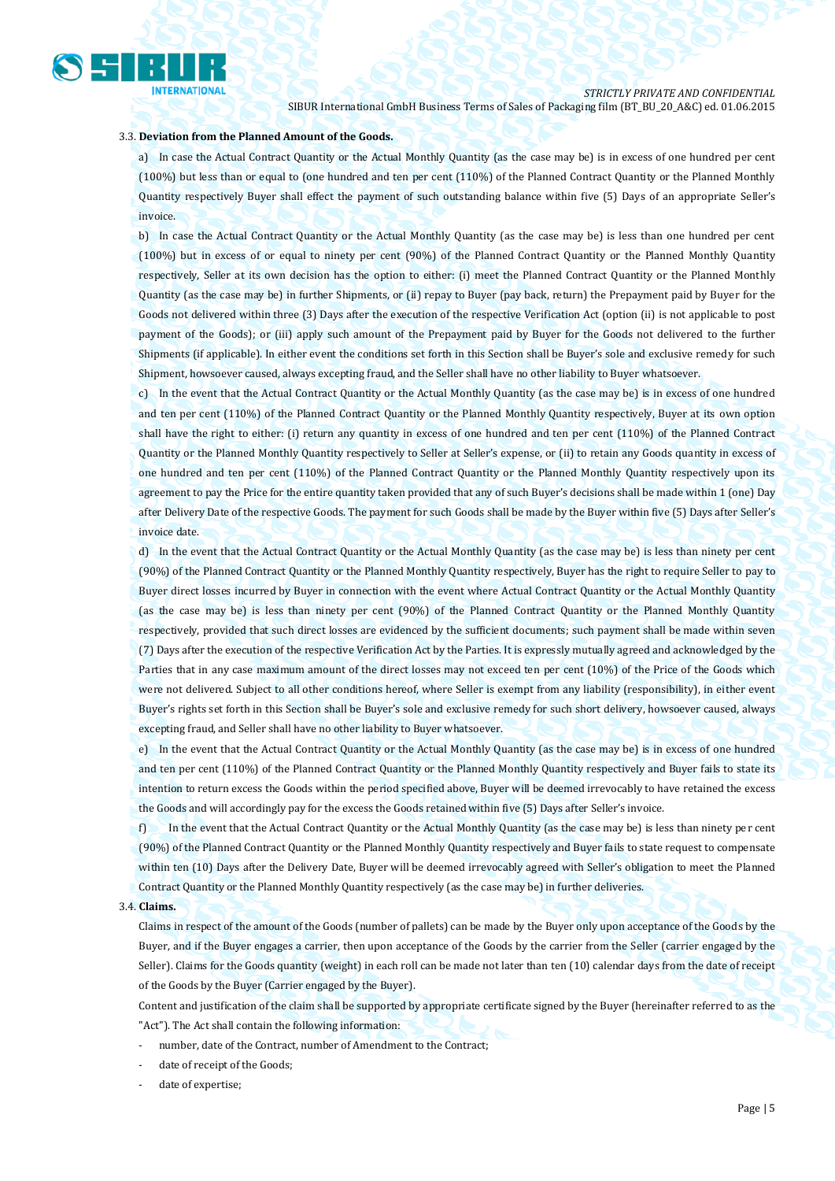3.3. **Deviation from the Planned Amount of the Goods.**

a) In case the Actual Contract Quantity or the Actual Monthly Quantity (as the case may be) is in excess of one hundred per cent (100%) but less than or equal to (one hundred and ten per cent (110%) of the Planned Contract Quantity or the Planned Monthly Quantity respectively Buyer shall effect the payment of such outstanding balance within five (5) Days of an appropriate Seller's invoice.

b) In case the Actual Contract Quantity or the Actual Monthly Quantity (as the case may be) is less than one hundred per cent (100%) but in excess of or equal to ninety per cent (90%) of the Planned Contract Quantity or the Planned Monthly Quantity respectively, Seller at its own decision has the option to either: (i) meet the Planned Contract Quantity or the Planned Monthly Quantity (as the case may be) in further Shipments, or (ii) repay to Buyer (pay back, return) the Prepayment paid by Buyer for the Goods not delivered within three (3) Days after the execution of the respective Verification Act (option (ii) is not applicable to post payment of the Goods); or (iii) apply such amount of the Prepayment paid by Buyer for the Goods not delivered to the further Shipments (if applicable). In either event the conditions set forth in this Section shall be Buyer's sole and exclusive remedy for such Shipment, howsoever caused, always excepting fraud, and the Seller shall have no other liability to Buyer whatsoever.

c) In the event that the Actual Contract Quantity or the Actual Monthly Quantity (as the case may be) is in excess of one hundred and ten per cent (110%) of the Planned Contract Quantity or the Planned Monthly Quantity respectively, Buyer at its own option shall have the right to either: (i) return any quantity in excess of one hundred and ten per cent (110%) of the Planned Contract Quantity or the Planned Monthly Quantity respectively to Seller at Seller's expense, or (ii) to retain any Goods quantity in excess of one hundred and ten per cent (110%) of the Planned Contract Quantity or the Planned Monthly Quantity respectively upon its agreement to pay the Price for the entire quantity taken provided that any of such Buyer's decisions shall be made within 1 (one) Day after Delivery Date of the respective Goods. The payment for such Goods shall be made by the Buyer within five (5) Days after Seller's invoice date.

d) In the event that the Actual Contract Quantity or the Actual Monthly Quantity (as the case may be) is less than ninety per cent (90%) of the Planned Contract Quantity or the Planned Monthly Quantity respectively, Buyer has the right to require Seller to pay to Buyer direct losses incurred by Buyer in connection with the event where Actual Contract Quantity or the Actual Monthly Quantity (as the case may be) is less than ninety per cent (90%) of the Planned Contract Quantity or the Planned Monthly Quantity respectively, provided that such direct losses are evidenced by the sufficient documents; such payment shall be made within seven (7) Days after the execution of the respective Verification Act by the Parties. It is expressly mutually agreed and acknowledged by the Parties that in any case maximum amount of the direct losses may not exceed ten per cent (10%) of the Price of the Goods which were not delivered. Subject to all other conditions hereof, where Seller is exempt from any liability (responsibility), in either event Buyer's rights set forth in this Section shall be Buyer's sole and exclusive remedy for such short delivery, howsoever caused, always excepting fraud, and Seller shall have no other liability to Buyer whatsoever.

e) In the event that the Actual Contract Quantity or the Actual Monthly Quantity (as the case may be) is in excess of one hundred and ten per cent (110%) of the Planned Contract Quantity or the Planned Monthly Quantity respectively and Buyer fails to state its intention to return excess the Goods within the period specified above, Buyer will be deemed irrevocably to have retained the excess the Goods and will accordingly pay for the excess the Goods retained within five (5) Days after Seller's invoice.

f) In the event that the Actual Contract Quantity or the Actual Monthly Quantity (as the case may be) is less than ninety per cent (90%) of the Planned Contract Quantity or the Planned Monthly Quantity respectively and Buyer fails to state request to compensate within ten (10) Days after the Delivery Date, Buyer will be deemed irrevocably agreed with Seller's obligation to meet the Planned Contract Quantity or the Planned Monthly Quantity respectively (as the case may be) in further deliveries.

3.4. **Claims.**

Claims in respect of the amount of the Goods (number of pallets) can be made by the Buyer only upon acceptance of the Goods by the Buyer, and if the Buyer engages a carrier, then upon acceptance of the Goods by the carrier from the Seller (carrier engaged by the Seller). Claims for the Goods quantity (weight) in each roll can be made not later than ten (10) calendar days from the date of receipt of the Goods by the Buyer (Carrier engaged by the Buyer).

Content and justification of the claim shall be supported by appropriate certificate signed by the Buyer (hereinafter referred to as the "Act"). The Act shall contain the following information:

- number, date of the Contract, number of Amendment to the Contract;
- date of receipt of the Goods;
- date of expertise;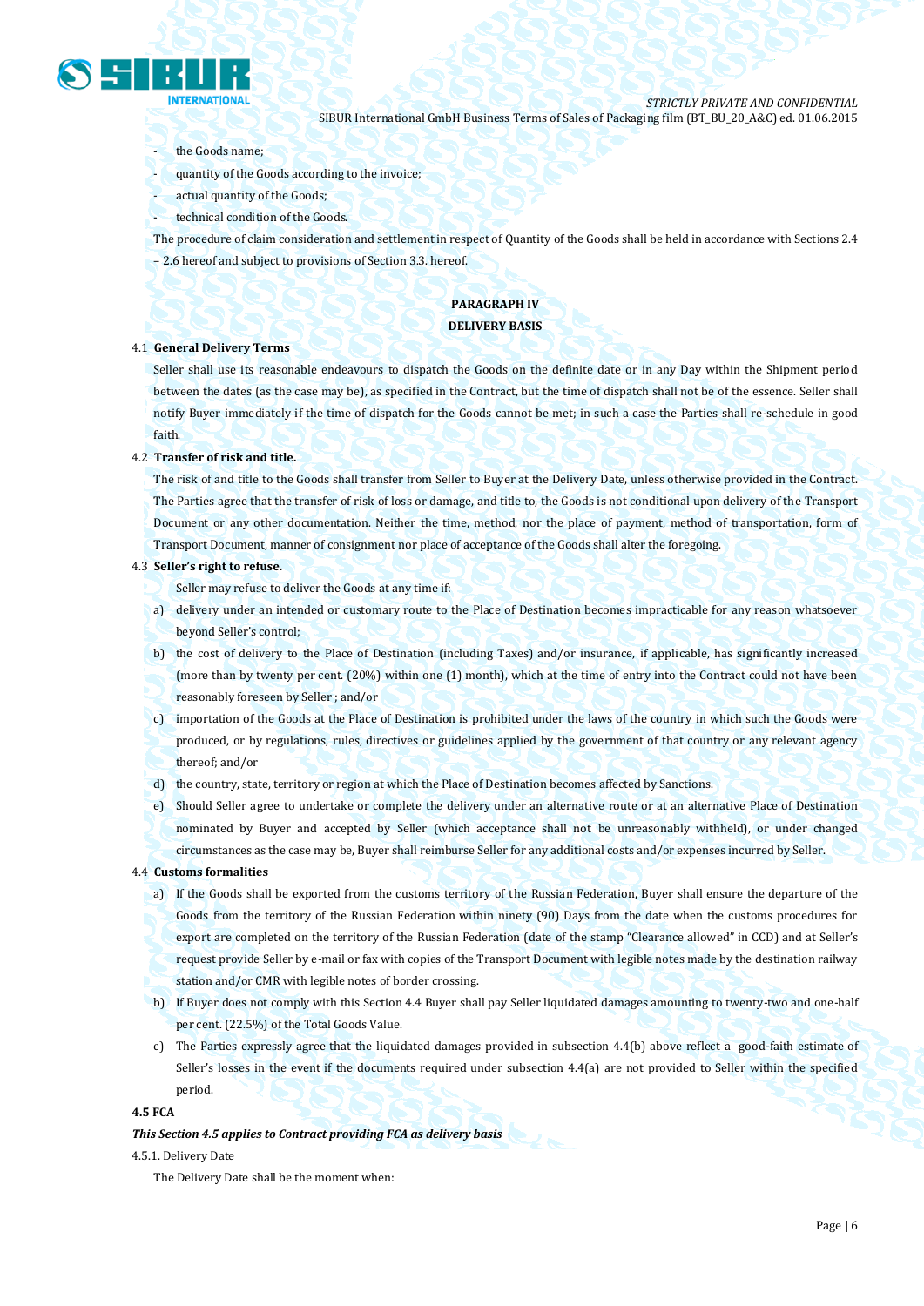- the Goods name;
- quantity of the Goods according to the invoice;
- actual quantity of the Goods;
- technical condition of the Goods.

The procedure of claim consideration and settlement in respect of Quantity of the Goods shall be held in accordance with Sections 2.4 – 2.6 hereof and subject to provisions of Section 3.3. hereof.

## PARAGRAPH IV

## DELIVERY BASIS

4.1 **General Delivery Terms**

Seller shall use its reasonable endeavours to dispatch the Goods on the definite date or in any Day within the Shipment period between the dates (as the case may be), as specified in the Contract, but the time of dispatch shall not be of the essence. Seller shall notify Buyer immediately if the time of dispatch for the Goods cannot be met; in such a case the Parties shall re-schedule in good faith.

4.2 **Transfer of risk and title.**

The risk of and title to the Goods shall transfer from Seller to Buyer at the Delivery Date, unless otherwise provided in the Contract. The Parties agree that the transfer of risk of loss or damage, and title to, the Goods is not conditional upon delivery of the Transport Document or any other documentation. Neither the time, method, nor the place of payment, method of transportation, form of Transport Document, manner of consignment nor place of acceptance of the Goods shall alter the foregoing.

4.3 **Seller's right to refuse.**

Seller may refuse to deliver the Goods at any time if:

a) delivery under an intended or customary route to the Place of Destination becomes impracticable for any reason whatsoever beyond Seller's control;

b) the cost of delivery to the Place of Destination (including Taxes) and/or insurance, if applicable, has significantly increased (more than by twenty per cent. (20%) within one (1) month), which at the time of entry into the Contract could not have been reasonably foreseen by Seller ; and/or

c) importation of the Goods at the Place of Destination is prohibited under the laws of the country in which such the Goods were produced, or by regulations, rules, directives or guidelines applied by the government of that country or any relevant agency thereof; and/or

d) the country, state, territory or region at which the Place of Destination becomes affected by Sanctions.

e) Should Seller agree to undertake or complete the delivery under an alternative route or at an alternative Place of Destination nominated by Buyer and accepted by Seller (which acceptance shall not be unreasonably withheld), or under changed circumstances as the case may be, Buyer shall reimburse Seller for any additional costs and/or expenses incurred by Seller.

4.4 **Customs formalities**

a) If the Goods shall be exported from the customs territory of the Russian Federation, Buyer shall ensure the departure of the Goods from the territory of the Russian Federation within ninety (90) Days from the date when the customs procedures for export are completed on the territory of the Russian Federation (date of the stamp "Clearance allowed" in CCD) and at Seller's request provide Seller by e-mail or fax with copies of the Transport Document with legible notes made by the destination railway station and/or CMR with legible notes of border crossing.

b) If Buyer does not comply with this Section 4.4 Buyer shall pay Seller liquidated damages amounting to twenty-two and one-half per cent. (22.5%) of the Total Goods Value.

c) The Parties expressly agree that the liquidated damages provided in subsection 4.4(b) above reflect a good-faith estimate of Seller's losses in the event if the documents required under subsection 4.4(a) are not provided to Seller within the specified period.

**4.5 FCA**

***This Section 4.5 applies to Contract providing FCA as delivery basis***

4.5.1. Delivery Date

The Delivery Date shall be the moment when: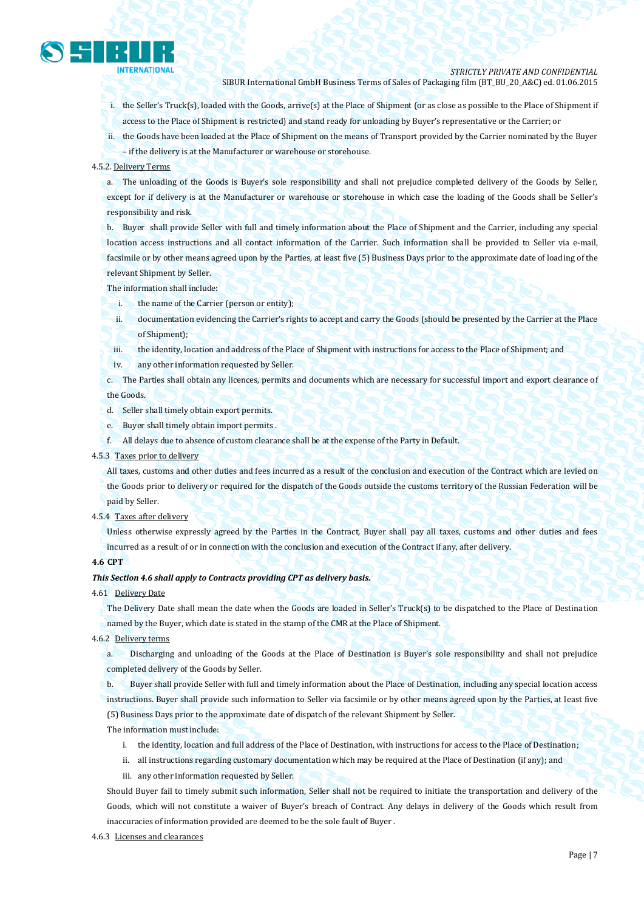i. the Seller's Truck(s), loaded with the Goods, arrive(s) at the Place of Shipment (or as close as possible to the Place of Shipment if access to the Place of Shipment is restricted) and stand ready for unloading by Buyer's representative or the Carrier; or

ii. the Goods have been loaded at the Place of Shipment on the means of Transport provided by the Carrier nominated by the Buyer – if the delivery is at the Manufacturer or warehouse or storehouse.

4.5.2. Delivery Terms

a. The unloading of the Goods is Buyer's sole responsibility and shall not prejudice completed delivery of the Goods by Seller, except for if delivery is at the Manufacturer or warehouse or storehouse in which case the loading of the Goods shall be Seller's responsibility and risk.

b. Buyer shall provide Seller with full and timely information about the Place of Shipment and the Carrier, including any special location access instructions and all contact information of the Carrier. Such information shall be provided to Seller via e-mail, facsimile or by other means agreed upon by the Parties, at least five (5) Business Days prior to the approximate date of loading of the relevant Shipment by Seller.

The information shall include:

i. the name of the Carrier (person or entity);

ii. documentation evidencing the Carrier's rights to accept and carry the Goods (should be presented by the Carrier at the Place of Shipment);

iii. the identity, location and address of the Place of Shipment with instructions for access to the Place of Shipment; and

iv. any other information requested by Seller.

c. The Parties shall obtain any licences, permits and documents which are necessary for successful import and export clearance of the Goods.

d. Seller shall timely obtain export permits.

e. Buyer shall timely obtain import permits .

f. All delays due to absence of custom clearance shall be at the expense of the Party in Default.

4.5.3 Taxes prior to delivery

All taxes, customs and other duties and fees incurred as a result of the conclusion and execution of the Contract which are levied on the Goods prior to delivery or required for the dispatch of the Goods outside the customs territory of the Russian Federation will be paid by Seller.

4.5.4 Taxes after delivery

Unless otherwise expressly agreed by the Parties in the Contract, Buyer shall pay all taxes, customs and other duties and fees incurred as a result of or in connection with the conclusion and execution of the Contract if any, after delivery.

**4.6 CPT**

***This Section 4.6 shall apply to Contracts providing CPT as delivery basis.***

4.61 Delivery Date

The Delivery Date shall mean the date when the Goods are loaded in Seller's Truck(s) to be dispatched to the Place of Destination named by the Buyer, which date is stated in the stamp of the CMR at the Place of Shipment.

4.6.2 Delivery terms

a. Discharging and unloading of the Goods at the Place of Destination is Buyer's sole responsibility and shall not prejudice completed delivery of the Goods by Seller.

b. Buyer shall provide Seller with full and timely information about the Place of Destination, including any special location access instructions. Buyer shall provide such information to Seller via facsimile or by other means agreed upon by the Parties, at least five (5) Business Days prior to the approximate date of dispatch of the relevant Shipment by Seller.

The information must include:

i. the identity, location and full address of the Place of Destination, with instructions for access to the Place of Destination;

ii. all instructions regarding customary documentation which may be required at the Place of Destination (if any); and

iii. any other information requested by Seller.

Should Buyer fail to timely submit such information, Seller shall not be required to initiate the transportation and delivery of the Goods, which will not constitute a waiver of Buyer's breach of Contract. Any delays in delivery of the Goods which result from inaccuracies of information provided are deemed to be the sole fault of Buyer .

4.6.3 Licenses and clearances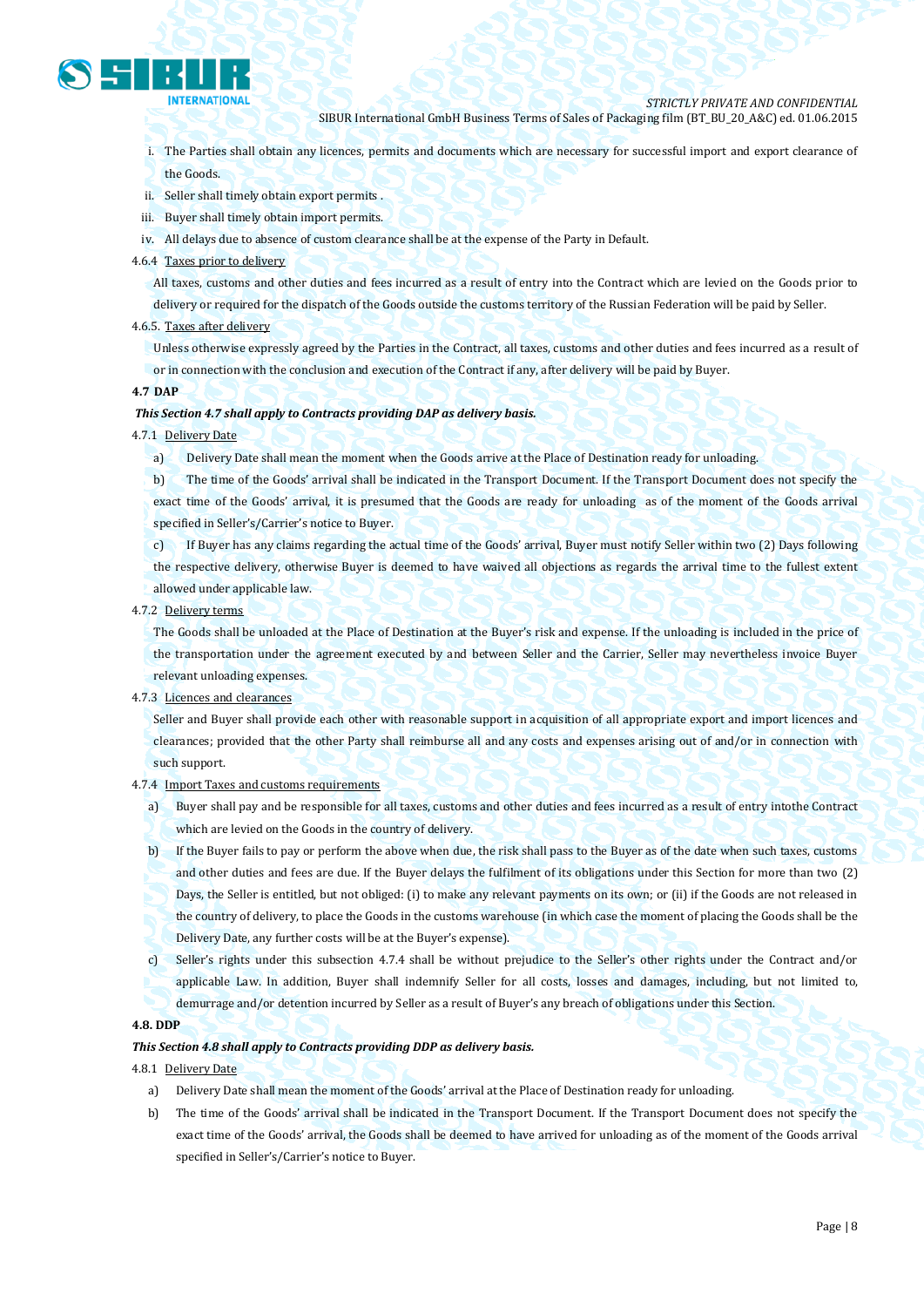i. The Parties shall obtain any licences, permits and documents which are necessary for successful import and export clearance of the Goods.

ii. Seller shall timely obtain export permits .

iii. Buyer shall timely obtain import permits.

iv. All delays due to absence of custom clearance shall be at the expense of the Party in Default.

4.6.4 Taxes prior to delivery

All taxes, customs and other duties and fees incurred as a result of entry into the Contract which are levied on the Goods prior to delivery or required for the dispatch of the Goods outside the customs territory of the Russian Federation will be paid by Seller.

4.6.5. Taxes after delivery

Unless otherwise expressly agreed by the Parties in the Contract, all taxes, customs and other duties and fees incurred as a result of or in connection with the conclusion and execution of the Contract if any, after delivery will be paid by Buyer.

**4.7 DAP**

***This Section 4.7 shall apply to Contracts providing DAP as delivery basis.***

4.7.1 Delivery Date

a) Delivery Date shall mean the moment when the Goods arrive at the Place of Destination ready for unloading.

b) The time of the Goods' arrival shall be indicated in the Transport Document. If the Transport Document does not specify the exact time of the Goods' arrival, it is presumed that the Goods are ready for unloading as of the moment of the Goods arrival specified in Seller's/Carrier's notice to Buyer.

c) If Buyer has any claims regarding the actual time of the Goods' arrival, Buyer must notify Seller within two (2) Days following the respective delivery, otherwise Buyer is deemed to have waived all objections as regards the arrival time to the fullest extent allowed under applicable law.

4.7.2 Delivery terms

The Goods shall be unloaded at the Place of Destination at the Buyer's risk and expense. If the unloading is included in the price of the transportation under the agreement executed by and between Seller and the Carrier, Seller may nevertheless invoice Buyer relevant unloading expenses.

4.7.3 Licences and clearances

Seller and Buyer shall provide each other with reasonable support in acquisition of all appropriate export and import licences and clearances; provided that the other Party shall reimburse all and any costs and expenses arising out of and/or in connection with such support.

4.7.4 Import Taxes and customs requirements

a) Buyer shall pay and be responsible for all taxes, customs and other duties and fees incurred as a result of entry intothe Contract which are levied on the Goods in the country of delivery.

b) If the Buyer fails to pay or perform the above when due, the risk shall pass to the Buyer as of the date when such taxes, customs and other duties and fees are due. If the Buyer delays the fulfilment of its obligations under this Section for more than two (2) Days, the Seller is entitled, but not obliged: (i) to make any relevant payments on its own; or (ii) if the Goods are not released in the country of delivery, to place the Goods in the customs warehouse (in which case the moment of placing the Goods shall be the Delivery Date, any further costs will be at the Buyer's expense).

c) Seller's rights under this subsection 4.7.4 shall be without prejudice to the Seller's other rights under the Contract and/or applicable Law. In addition, Buyer shall indemnify Seller for all costs, losses and damages, including, but not limited to, demurrage and/or detention incurred by Seller as a result of Buyer's any breach of obligations under this Section.

**4.8. DDP**

***This Section 4.8 shall apply to Contracts providing DDP as delivery basis.***

4.8.1 Delivery Date

a) Delivery Date shall mean the moment of the Goods' arrival at the Place of Destination ready for unloading.

b) The time of the Goods' arrival shall be indicated in the Transport Document. If the Transport Document does not specify the exact time of the Goods' arrival, the Goods shall be deemed to have arrived for unloading as of the moment of the Goods arrival specified in Seller's/Carrier's notice to Buyer.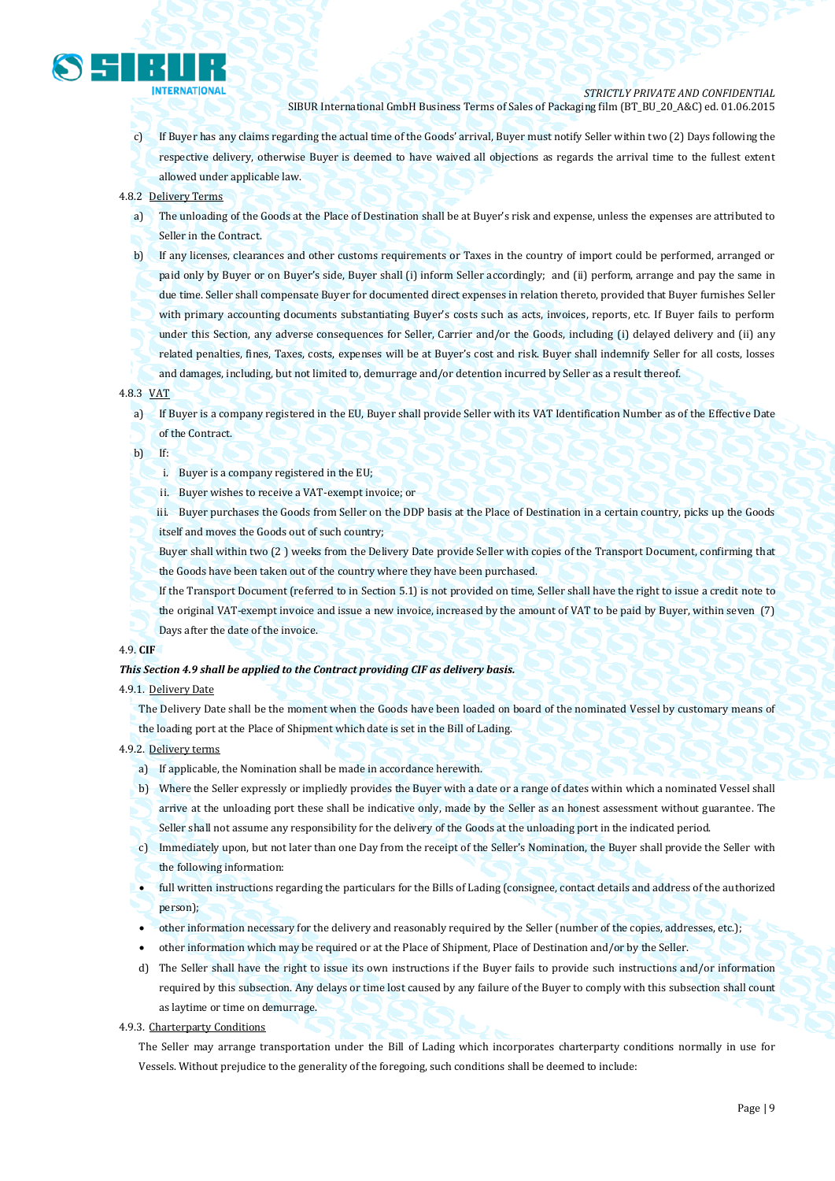c) If Buyer has any claims regarding the actual time of the Goods' arrival, Buyer must notify Seller within two (2) Days following the respective delivery, otherwise Buyer is deemed to have waived all objections as regards the arrival time to the fullest extent allowed under applicable law.

4.8.2 Delivery Terms

a) The unloading of the Goods at the Place of Destination shall be at Buyer's risk and expense, unless the expenses are attributed to Seller in the Contract.

b) If any licenses, clearances and other customs requirements or Taxes in the country of import could be performed, arranged or paid only by Buyer or on Buyer's side, Buyer shall (i) inform Seller accordingly; and (ii) perform, arrange and pay the same in due time. Seller shall compensate Buyer for documented direct expenses in relation thereto, provided that Buyer furnishes Seller with primary accounting documents substantiating Buyer's costs such as acts, invoices, reports, etc. If Buyer fails to perform under this Section, any adverse consequences for Seller, Carrier and/or the Goods, including (i) delayed delivery and (ii) any related penalties, fines, Taxes, costs, expenses will be at Buyer's cost and risk. Buyer shall indemnify Seller for all costs, losses and damages, including, but not limited to, demurrage and/or detention incurred by Seller as a result thereof.

4.8.3 VAT

a) If Buyer is a company registered in the EU, Buyer shall provide Seller with its VAT Identification Number as of the Effective Date of the Contract.

b) If:

i. Buyer is a company registered in the EU;

ii. Buyer wishes to receive a VAT-exempt invoice; or

iii. Buyer purchases the Goods from Seller on the DDP basis at the Place of Destination in a certain country, picks up the Goods itself and moves the Goods out of such country;

Buyer shall within two (2 ) weeks from the Delivery Date provide Seller with copies of the Transport Document, confirming that the Goods have been taken out of the country where they have been purchased.

If the Transport Document (referred to in Section 5.1) is not provided on time, Seller shall have the right to issue a credit note to the original VAT-exempt invoice and issue a new invoice, increased by the amount of VAT to be paid by Buyer, within seven (7) Days after the date of the invoice.

4.9. **CIF**

***This Section 4.9 shall be applied to the Contract providing CIF as delivery basis.***

4.9.1. Delivery Date

The Delivery Date shall be the moment when the Goods have been loaded on board of the nominated Vessel by customary means of the loading port at the Place of Shipment which date is set in the Bill of Lading.

4.9.2. Delivery terms

a) If applicable, the Nomination shall be made in accordance herewith.

b) Where the Seller expressly or impliedly provides the Buyer with a date or a range of dates within which a nominated Vessel shall arrive at the unloading port these shall be indicative only, made by the Seller as an honest assessment without guarantee. The Seller shall not assume any responsibility for the delivery of the Goods at the unloading port in the indicated period.

c) Immediately upon, but not later than one Day from the receipt of the Seller's Nomination, the Buyer shall provide the Seller with the following information:

- full written instructions regarding the particulars for the Bills of Lading (consignee, contact details and address of the authorized person);
- other information necessary for the delivery and reasonably required by the Seller (number of the copies, addresses, etc.);
- other information which may be required or at the Place of Shipment, Place of Destination and/or by the Seller.

d) The Seller shall have the right to issue its own instructions if the Buyer fails to provide such instructions and/or information required by this subsection. Any delays or time lost caused by any failure of the Buyer to comply with this subsection shall count as laytime or time on demurrage.

4.9.3. Charterparty Conditions

The Seller may arrange transportation under the Bill of Lading which incorporates charterparty conditions normally in use for Vessels. Without prejudice to the generality of the foregoing, such conditions shall be deemed to include: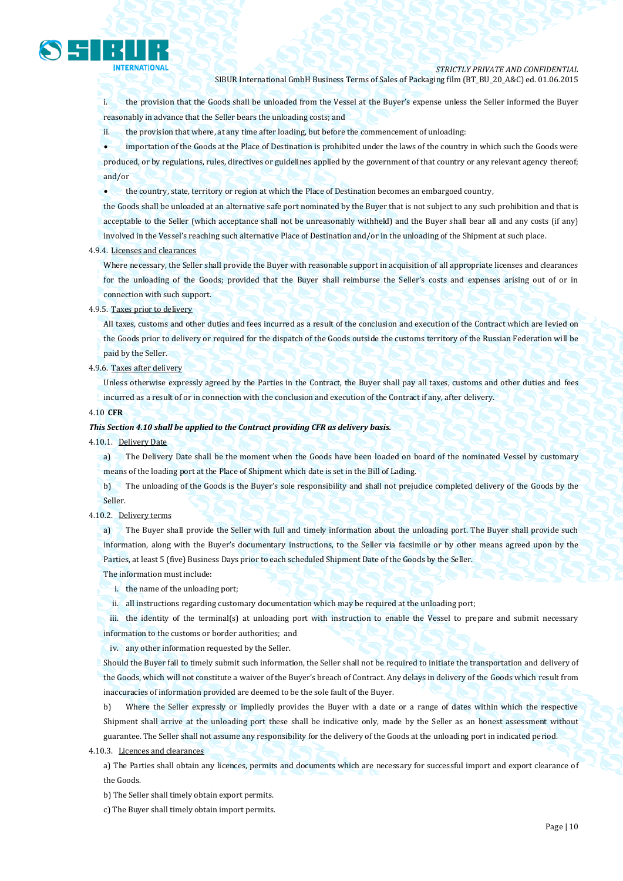i. the provision that the Goods shall be unloaded from the Vessel at the Buyer's expense unless the Seller informed the Buyer reasonably in advance that the Seller bears the unloading costs; and

ii. the provision that where, at any time after loading, but before the commencement of unloading:

- importation of the Goods at the Place of Destination is prohibited under the laws of the country in which such the Goods were produced, or by regulations, rules, directives or guidelines applied by the government of that country or any relevant agency thereof; and/or
- the country, state, territory or region at which the Place of Destination becomes an embargoed country,

the Goods shall be unloaded at an alternative safe port nominated by the Buyer that is not subject to any such prohibition and that is acceptable to the Seller (which acceptance shall not be unreasonably withheld) and the Buyer shall bear all and any costs (if any) involved in the Vessel's reaching such alternative Place of Destination and/or in the unloading of the Shipment at such place.

4.9.4. Licenses and clearances

Where necessary, the Seller shall provide the Buyer with reasonable support in acquisition of all appropriate licenses and clearances for the unloading of the Goods; provided that the Buyer shall reimburse the Seller's costs and expenses arising out of or in connection with such support.

4.9.5. Taxes prior to delivery

All taxes, customs and other duties and fees incurred as a result of the conclusion and execution of the Contract which are levied on the Goods prior to delivery or required for the dispatch of the Goods outside the customs territory of the Russian Federation will be paid by the Seller.

4.9.6. Taxes after delivery

Unless otherwise expressly agreed by the Parties in the Contract, the Buyer shall pay all taxes, customs and other duties and fees incurred as a result of or in connection with the conclusion and execution of the Contract if any, after delivery.

4.10 **CFR**

***This Section 4.10 shall be applied to the Contract providing CFR as delivery basis.***

4.10.1. Delivery Date

a) The Delivery Date shall be the moment when the Goods have been loaded on board of the nominated Vessel by customary means of the loading port at the Place of Shipment which date is set in the Bill of Lading.

b) The unloading of the Goods is the Buyer's sole responsibility and shall not prejudice completed delivery of the Goods by the Seller.

4.10.2. Delivery terms

a) The Buyer shall provide the Seller with full and timely information about the unloading port. The Buyer shall provide such information, along with the Buyer's documentary instructions, to the Seller via facsimile or by other means agreed upon by the Parties, at least 5 (five) Business Days prior to each scheduled Shipment Date of the Goods by the Seller.

The information must include:

i. the name of the unloading port;

ii. all instructions regarding customary documentation which may be required at the unloading port;

iii. the identity of the terminal(s) at unloading port with instruction to enable the Vessel to prepare and submit necessary information to the customs or border authorities; and

iv. any other information requested by the Seller.

Should the Buyer fail to timely submit such information, the Seller shall not be required to initiate the transportation and delivery of the Goods, which will not constitute a waiver of the Buyer's breach of Contract. Any delays in delivery of the Goods which result from inaccuracies of information provided are deemed to be the sole fault of the Buyer.

b) Where the Seller expressly or impliedly provides the Buyer with a date or a range of dates within which the respective Shipment shall arrive at the unloading port these shall be indicative only, made by the Seller as an honest assessment without guarantee. The Seller shall not assume any responsibility for the delivery of the Goods at the unloading port in indicated period.

4.10.3. Licences and clearances

a) The Parties shall obtain any licences, permits and documents which are necessary for successful import and export clearance of the Goods.

b) The Seller shall timely obtain export permits.

c) The Buyer shall timely obtain import permits.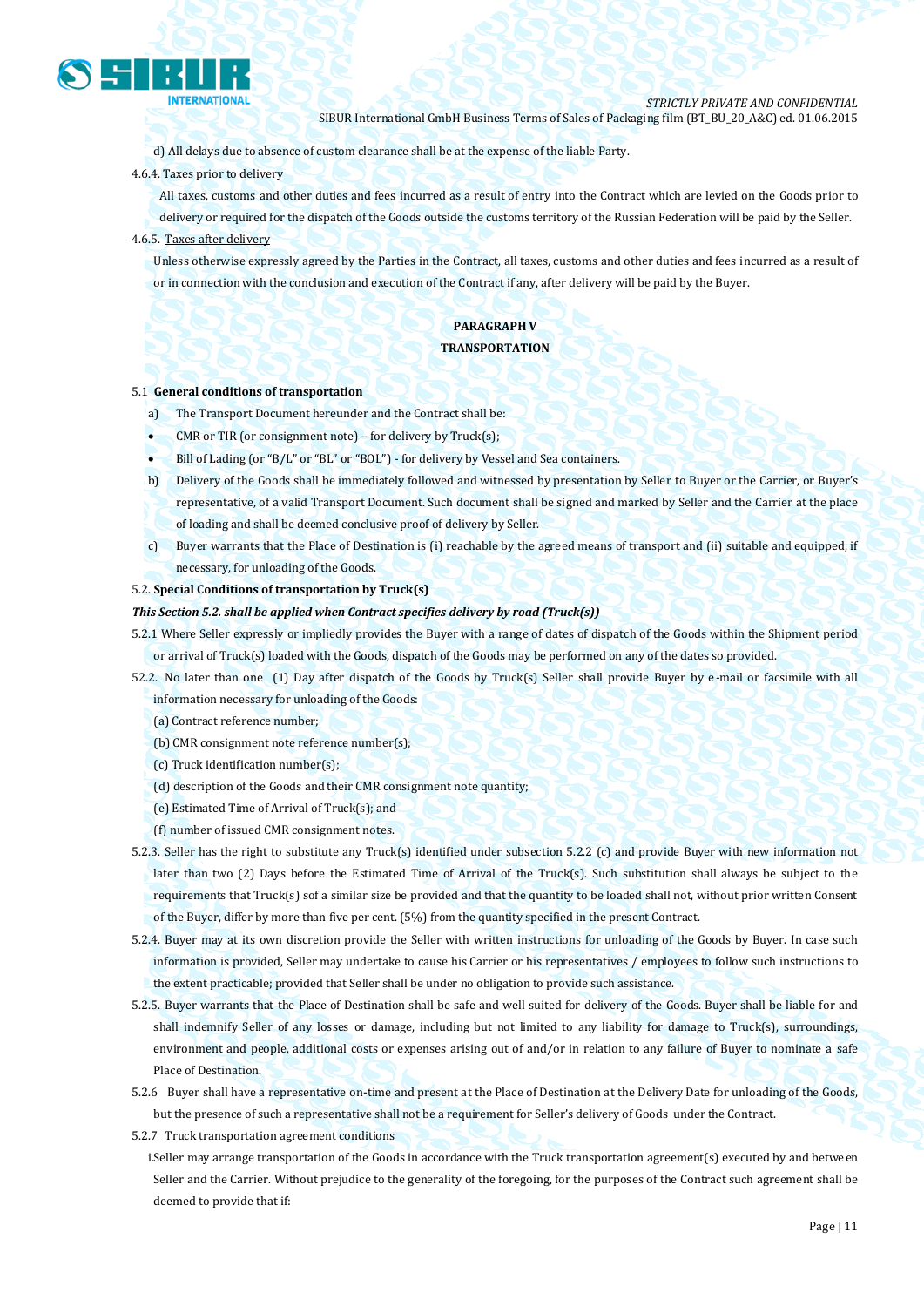d) All delays due to absence of custom clearance shall be at the expense of the liable Party.

4.6.4. Taxes prior to delivery

All taxes, customs and other duties and fees incurred as a result of entry into the Contract which are levied on the Goods prior to delivery or required for the dispatch of the Goods outside the customs territory of the Russian Federation will be paid by the Seller.

4.6.5. Taxes after delivery

Unless otherwise expressly agreed by the Parties in the Contract, all taxes, customs and other duties and fees incurred as a result of or in connection with the conclusion and execution of the Contract if any, after delivery will be paid by the Buyer.

## PARAGRAPH V
## TRANSPORTATION

5.1 **General conditions of transportation**

a) The Transport Document hereunder and the Contract shall be:

- CMR or TIR (or consignment note) – for delivery by Truck(s);
- Bill of Lading (or "B/L" or "BL" or "BOL") - for delivery by Vessel and Sea containers.

b) Delivery of the Goods shall be immediately followed and witnessed by presentation by Seller to Buyer or the Carrier, or Buyer's representative, of a valid Transport Document. Such document shall be signed and marked by Seller and the Carrier at the place of loading and shall be deemed conclusive proof of delivery by Seller.

c) Buyer warrants that the Place of Destination is (i) reachable by the agreed means of transport and (ii) suitable and equipped, if necessary, for unloading of the Goods.

5.2. **Special Conditions of transportation by Truck(s)**

***This Section 5.2. shall be applied when Contract specifies delivery by road (Truck(s))***

5.2.1 Where Seller expressly or impliedly provides the Buyer with a range of dates of dispatch of the Goods within the Shipment period or arrival of Truck(s) loaded with the Goods, dispatch of the Goods may be performed on any of the dates so provided.

52.2. No later than one (1) Day after dispatch of the Goods by Truck(s) Seller shall provide Buyer by e-mail or facsimile with all information necessary for unloading of the Goods:

(a) Contract reference number;

(b) CMR consignment note reference number(s);

(c) Truck identification number(s);

(d) description of the Goods and their CMR consignment note quantity;

(e) Estimated Time of Arrival of Truck(s); and

(f) number of issued CMR consignment notes.

5.2.3. Seller has the right to substitute any Truck(s) identified under subsection 5.2.2 (c) and provide Buyer with new information not later than two (2) Days before the Estimated Time of Arrival of the Truck(s). Such substitution shall always be subject to the requirements that Truck(s) sof a similar size be provided and that the quantity to be loaded shall not, without prior written Consent of the Buyer, differ by more than five per cent. (5%) from the quantity specified in the present Contract.

5.2.4. Buyer may at its own discretion provide the Seller with written instructions for unloading of the Goods by Buyer. In case such information is provided, Seller may undertake to cause his Carrier or his representatives / employees to follow such instructions to the extent practicable; provided that Seller shall be under no obligation to provide such assistance.

5.2.5. Buyer warrants that the Place of Destination shall be safe and well suited for delivery of the Goods. Buyer shall be liable for and shall indemnify Seller of any losses or damage, including but not limited to any liability for damage to Truck(s), surroundings, environment and people, additional costs or expenses arising out of and/or in relation to any failure of Buyer to nominate a safe Place of Destination.

5.2.6 Buyer shall have a representative on-time and present at the Place of Destination at the Delivery Date for unloading of the Goods, but the presence of such a representative shall not be a requirement for Seller's delivery of Goods under the Contract.

5.2.7 Truck transportation agreement conditions

i.Seller may arrange transportation of the Goods in accordance with the Truck transportation agreement(s) executed by and between Seller and the Carrier. Without prejudice to the generality of the foregoing, for the purposes of the Contract such agreement shall be deemed to provide that if: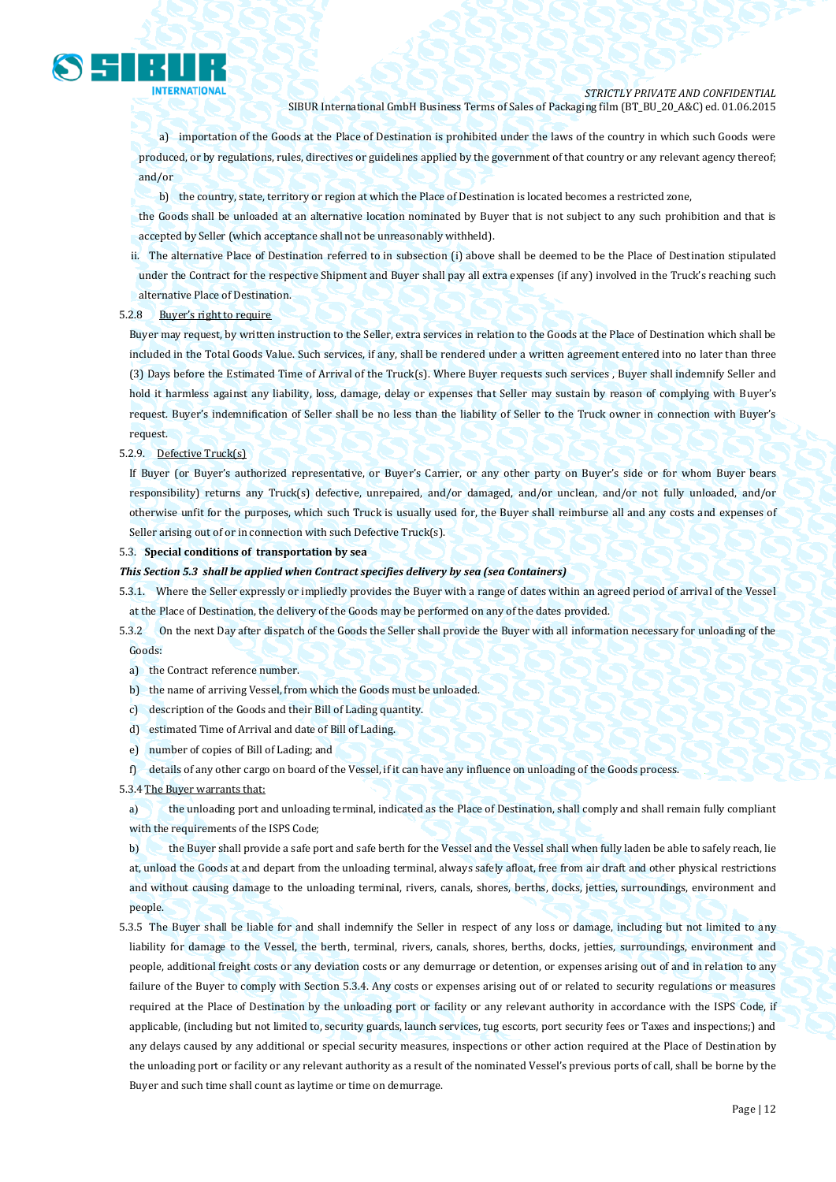a) importation of the Goods at the Place of Destination is prohibited under the laws of the country in which such Goods were produced, or by regulations, rules, directives or guidelines applied by the government of that country or any relevant agency thereof; and/or

b) the country, state, territory or region at which the Place of Destination is located becomes a restricted zone,

the Goods shall be unloaded at an alternative location nominated by Buyer that is not subject to any such prohibition and that is accepted by Seller (which acceptance shall not be unreasonably withheld).

ii. The alternative Place of Destination referred to in subsection (i) above shall be deemed to be the Place of Destination stipulated under the Contract for the respective Shipment and Buyer shall pay all extra expenses (if any) involved in the Truck's reaching such alternative Place of Destination.

5.2.8 Buyer's right to require

Buyer may request, by written instruction to the Seller, extra services in relation to the Goods at the Place of Destination which shall be included in the Total Goods Value. Such services, if any, shall be rendered under a written agreement entered into no later than three (3) Days before the Estimated Time of Arrival of the Truck(s). Where Buyer requests such services , Buyer shall indemnify Seller and hold it harmless against any liability, loss, damage, delay or expenses that Seller may sustain by reason of complying with Buyer's request. Buyer's indemnification of Seller shall be no less than the liability of Seller to the Truck owner in connection with Buyer's request.

5.2.9. Defective Truck(s)

If Buyer (or Buyer's authorized representative, or Buyer's Carrier, or any other party on Buyer's side or for whom Buyer bears responsibility) returns any Truck(s) defective, unrepaired, and/or damaged, and/or unclean, and/or not fully unloaded, and/or otherwise unfit for the purposes, which such Truck is usually used for, the Buyer shall reimburse all and any costs and expenses of Seller arising out of or in connection with such Defective Truck(s).

5.3. **Special conditions of transportation by sea**

***This Section 5.3 shall be applied when Contract specifies delivery by sea (sea Containers)***

5.3.1. Where the Seller expressly or impliedly provides the Buyer with a range of dates within an agreed period of arrival of the Vessel at the Place of Destination, the delivery of the Goods may be performed on any of the dates provided.

5.3.2 On the next Day after dispatch of the Goods the Seller shall provide the Buyer with all information necessary for unloading of the Goods:

a) the Contract reference number.

b) the name of arriving Vessel, from which the Goods must be unloaded.

c) description of the Goods and their Bill of Lading quantity.

d) estimated Time of Arrival and date of Bill of Lading.

e) number of copies of Bill of Lading; and

f) details of any other cargo on board of the Vessel, if it can have any influence on unloading of the Goods process.

5.3.4 The Buyer warrants that:

a) the unloading port and unloading terminal, indicated as the Place of Destination, shall comply and shall remain fully compliant with the requirements of the ISPS Code;

b) the Buyer shall provide a safe port and safe berth for the Vessel and the Vessel shall when fully laden be able to safely reach, lie at, unload the Goods at and depart from the unloading terminal, always safely afloat, free from air draft and other physical restrictions and without causing damage to the unloading terminal, rivers, canals, shores, berths, docks, jetties, surroundings, environment and people.

5.3.5 The Buyer shall be liable for and shall indemnify the Seller in respect of any loss or damage, including but not limited to any liability for damage to the Vessel, the berth, terminal, rivers, canals, shores, berths, docks, jetties, surroundings, environment and people, additional freight costs or any deviation costs or any demurrage or detention, or expenses arising out of and in relation to any failure of the Buyer to comply with Section 5.3.4. Any costs or expenses arising out of or related to security regulations or measures required at the Place of Destination by the unloading port or facility or any relevant authority in accordance with the ISPS Code, if applicable, (including but not limited to, security guards, launch services, tug escorts, port security fees or Taxes and inspections;) and any delays caused by any additional or special security measures, inspections or other action required at the Place of Destination by the unloading port or facility or any relevant authority as a result of the nominated Vessel's previous ports of call, shall be borne by the Buyer and such time shall count as laytime or time on demurrage.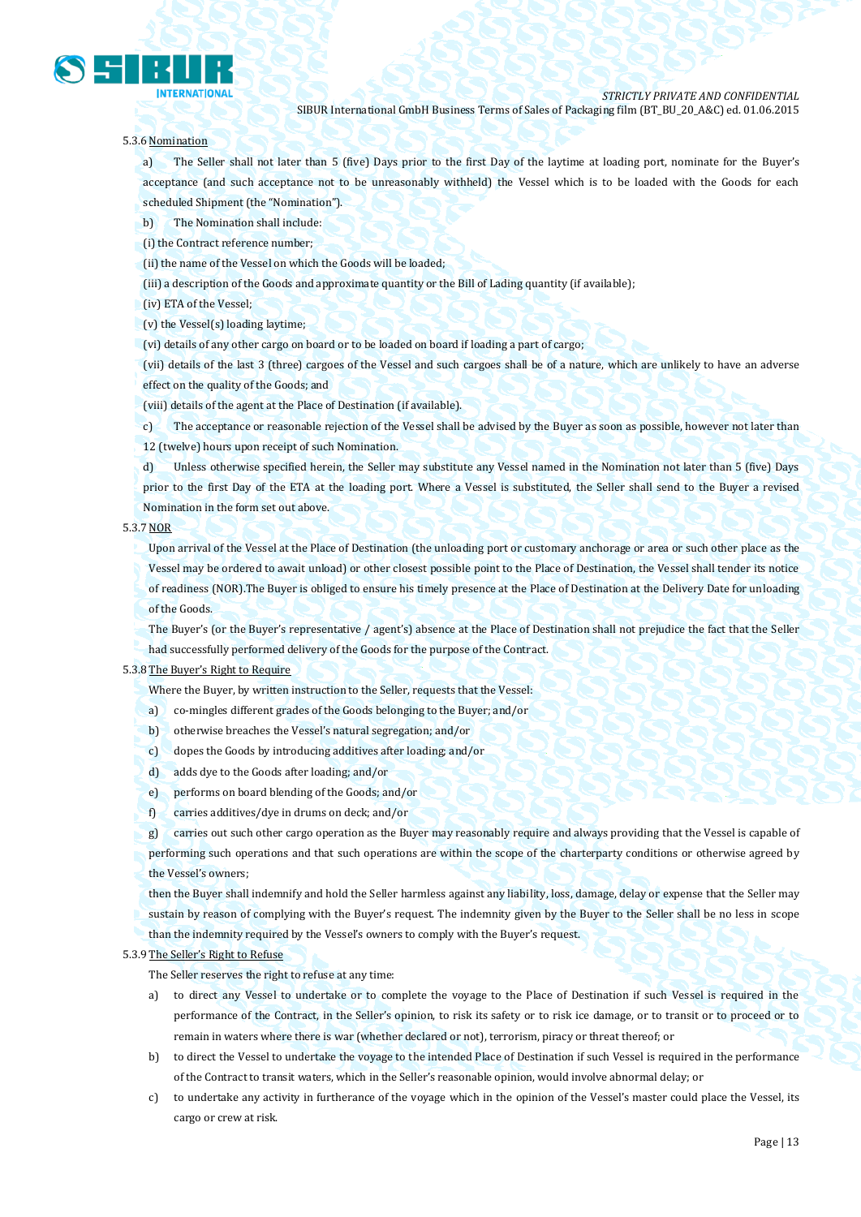5.3.6 Nomination

a) The Seller shall not later than 5 (five) Days prior to the first Day of the laytime at loading port, nominate for the Buyer's acceptance (and such acceptance not to be unreasonably withheld) the Vessel which is to be loaded with the Goods for each scheduled Shipment (the "Nomination").

b) The Nomination shall include:

(i) the Contract reference number;

(ii) the name of the Vessel on which the Goods will be loaded;

(iii) a description of the Goods and approximate quantity or the Bill of Lading quantity (if available);

(iv) ETA of the Vessel;

(v) the Vessel(s) loading laytime;

(vi) details of any other cargo on board or to be loaded on board if loading a part of cargo;

(vii) details of the last 3 (three) cargoes of the Vessel and such cargoes shall be of a nature, which are unlikely to have an adverse effect on the quality of the Goods; and

(viii) details of the agent at the Place of Destination (if available).

c) The acceptance or reasonable rejection of the Vessel shall be advised by the Buyer as soon as possible, however not later than 12 (twelve) hours upon receipt of such Nomination.

d) Unless otherwise specified herein, the Seller may substitute any Vessel named in the Nomination not later than 5 (five) Days prior to the first Day of the ETA at the loading port. Where a Vessel is substituted, the Seller shall send to the Buyer a revised Nomination in the form set out above.

5.3.7 NOR

Upon arrival of the Vessel at the Place of Destination (the unloading port or customary anchorage or area or such other place as the Vessel may be ordered to await unload) or other closest possible point to the Place of Destination, the Vessel shall tender its notice of readiness (NOR).The Buyer is obliged to ensure his timely presence at the Place of Destination at the Delivery Date for unloading of the Goods.

The Buyer's (or the Buyer's representative / agent's) absence at the Place of Destination shall not prejudice the fact that the Seller had successfully performed delivery of the Goods for the purpose of the Contract.

5.3.8 The Buyer's Right to Require

Where the Buyer, by written instruction to the Seller, requests that the Vessel:

a) co-mingles different grades of the Goods belonging to the Buyer; and/or

b) otherwise breaches the Vessel's natural segregation; and/or

c) dopes the Goods by introducing additives after loading; and/or

d) adds dye to the Goods after loading; and/or

e) performs on board blending of the Goods; and/or

f) carries additives/dye in drums on deck; and/or

g) carries out such other cargo operation as the Buyer may reasonably require and always providing that the Vessel is capable of performing such operations and that such operations are within the scope of the charterparty conditions or otherwise agreed by the Vessel's owners;

then the Buyer shall indemnify and hold the Seller harmless against any liability, loss, damage, delay or expense that the Seller may sustain by reason of complying with the Buyer's request. The indemnity given by the Buyer to the Seller shall be no less in scope than the indemnity required by the Vessel's owners to comply with the Buyer's request.

5.3.9 The Seller's Right to Refuse

The Seller reserves the right to refuse at any time:

a) to direct any Vessel to undertake or to complete the voyage to the Place of Destination if such Vessel is required in the performance of the Contract, in the Seller's opinion, to risk its safety or to risk ice damage, or to transit or to proceed or to remain in waters where there is war (whether declared or not), terrorism, piracy or threat thereof; or

b) to direct the Vessel to undertake the voyage to the intended Place of Destination if such Vessel is required in the performance of the Contract to transit waters, which in the Seller's reasonable opinion, would involve abnormal delay; or

c) to undertake any activity in furtherance of the voyage which in the opinion of the Vessel's master could place the Vessel, its cargo or crew at risk.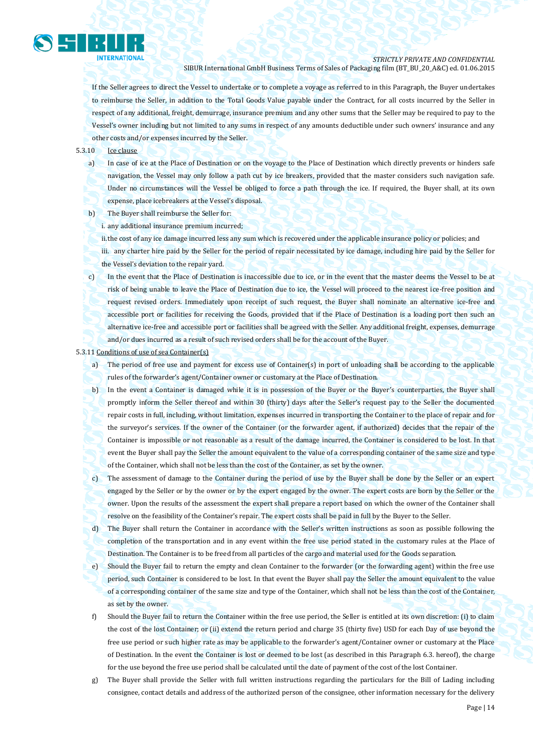If the Seller agrees to direct the Vessel to undertake or to complete a voyage as referred to in this Paragraph, the Buyer undertakes to reimburse the Seller, in addition to the Total Goods Value payable under the Contract, for all costs incurred by the Seller in respect of any additional, freight, demurrage, insurance premium and any other sums that the Seller may be required to pay to the Vessel's owner including but not limited to any sums in respect of any amounts deductible under such owners' insurance and any other costs and/or expenses incurred by the Seller.

5.3.10 Ice clause

a) In case of ice at the Place of Destination or on the voyage to the Place of Destination which directly prevents or hinders safe navigation, the Vessel may only follow a path cut by ice breakers, provided that the master considers such navigation safe. Under no circumstances will the Vessel be obliged to force a path through the ice. If required, the Buyer shall, at its own expense, place icebreakers at the Vessel's disposal.

b) The Buyer shall reimburse the Seller for:

i. any additional insurance premium incurred;

ii. the cost of any ice damage incurred less any sum which is recovered under the applicable insurance policy or policies; and

iii. any charter hire paid by the Seller for the period of repair necessitated by ice damage, including hire paid by the Seller for the Vessel's deviation to the repair yard.

c) In the event that the Place of Destination is inaccessible due to ice, or in the event that the master deems the Vessel to be at risk of being unable to leave the Place of Destination due to ice, the Vessel will proceed to the nearest ice-free position and request revised orders. Immediately upon receipt of such request, the Buyer shall nominate an alternative ice-free and accessible port or facilities for receiving the Goods, provided that if the Place of Destination is a loading port then such an alternative ice-free and accessible port or facilities shall be agreed with the Seller. Any additional freight, expenses, demurrage and/or dues incurred as a result of such revised orders shall be for the account of the Buyer.

5.3.11 Conditions of use of sea Container(s)

a) The period of free use and payment for excess use of Container(s) in port of unloading shall be according to the applicable rules of the forwarder's agent/Container owner or customary at the Place of Destination.

b) In the event a Container is damaged while it is in possession of the Buyer or the Buyer's counterparties, the Buyer shall promptly inform the Seller thereof and within 30 (thirty) days after the Seller's request pay to the Seller the documented repair costs in full, including, without limitation, expenses incurred in transporting the Container to the place of repair and for the surveyor's services. If the owner of the Container (or the forwarder agent, if authorized) decides that the repair of the Container is impossible or not reasonable as a result of the damage incurred, the Container is considered to be lost. In that event the Buyer shall pay the Seller the amount equivalent to the value of a corresponding container of the same size and type of the Container, which shall not be less than the cost of the Container, as set by the owner.

c) The assessment of damage to the Container during the period of use by the Buyer shall be done by the Seller or an expert engaged by the Seller or by the owner or by the expert engaged by the owner. The expert costs are born by the Seller or the owner. Upon the results of the assessment the expert shall prepare a report based on which the owner of the Container shall resolve on the feasibility of the Container's repair. The expert costs shall be paid in full by the Buyer to the Seller.

d) The Buyer shall return the Container in accordance with the Seller's written instructions as soon as possible following the completion of the transportation and in any event within the free use period stated in the customary rules at the Place of Destination. The Container is to be freed from all particles of the cargo and material used for the Goods separation.

e) Should the Buyer fail to return the empty and clean Container to the forwarder (or the forwarding agent) within the free use period, such Container is considered to be lost. In that event the Buyer shall pay the Seller the amount equivalent to the value of a corresponding container of the same size and type of the Container, which shall not be less than the cost of the Container, as set by the owner.

f) Should the Buyer fail to return the Container within the free use period, the Seller is entitled at its own discretion: (i) to claim the cost of the lost Container; or (ii) extend the return period and charge 35 (thirty five) USD for each Day of use beyond the free use period or such higher rate as may be applicable to the forwarder's agent/Container owner or customary at the Place of Destination. In the event the Container is lost or deemed to be lost (as described in this Paragraph 6.3. hereof), the charge for the use beyond the free use period shall be calculated until the date of payment of the cost of the lost Container.

g) The Buyer shall provide the Seller with full written instructions regarding the particulars for the Bill of Lading including consignee, contact details and address of the authorized person of the consignee, other information necessary for the delivery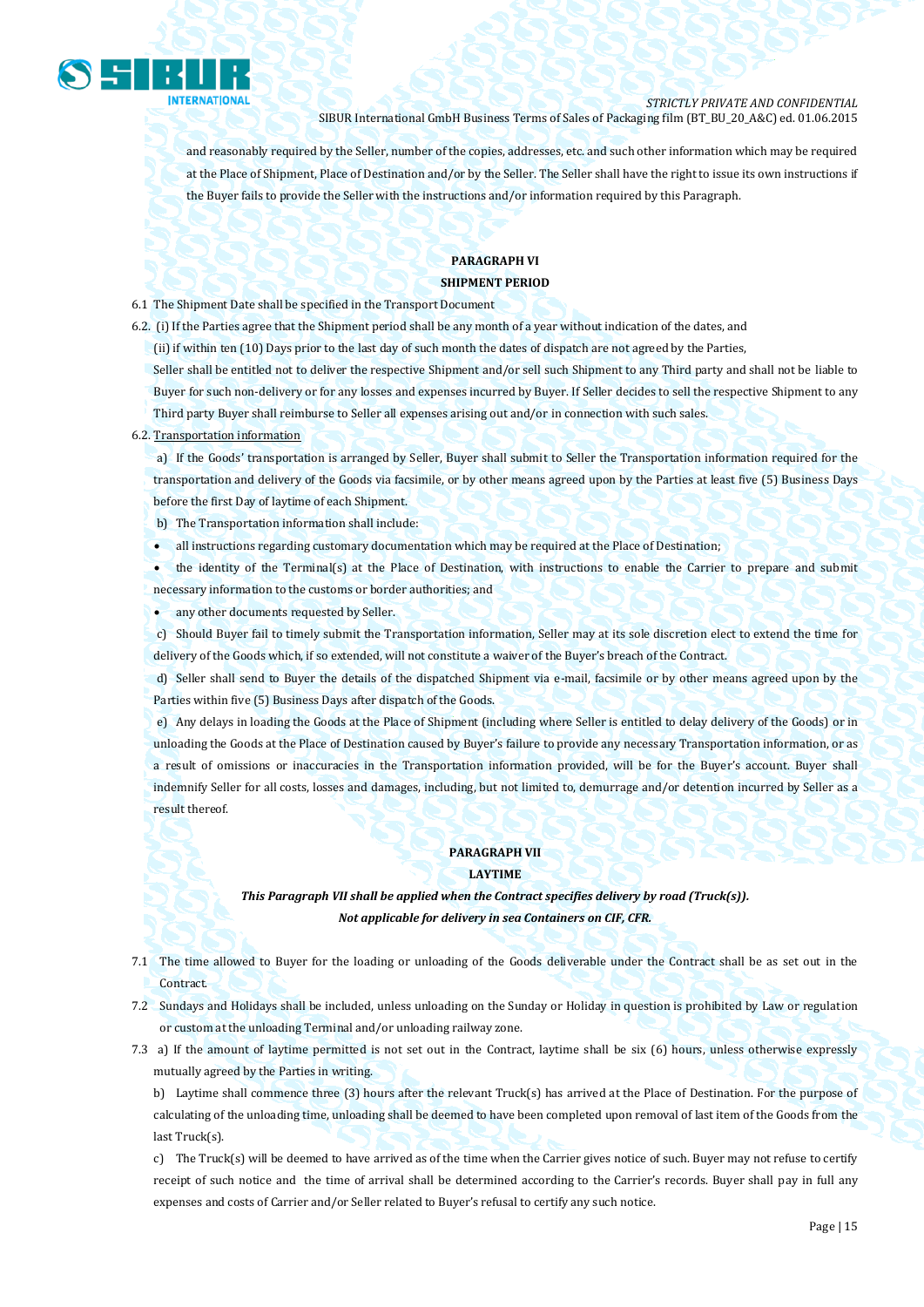and reasonably required by the Seller, number of the copies, addresses, etc. and such other information which may be required at the Place of Shipment, Place of Destination and/or by the Seller. The Seller shall have the right to issue its own instructions if the Buyer fails to provide the Seller with the instructions and/or information required by this Paragraph.

## PARAGRAPH VI
## SHIPMENT PERIOD

6.1 The Shipment Date shall be specified in the Transport Document

6.2. (i) If the Parties agree that the Shipment period shall be any month of a year without indication of the dates, and

(ii) if within ten (10) Days prior to the last day of such month the dates of dispatch are not agreed by the Parties,

Seller shall be entitled not to deliver the respective Shipment and/or sell such Shipment to any Third party and shall not be liable to Buyer for such non-delivery or for any losses and expenses incurred by Buyer. If Seller decides to sell the respective Shipment to any Third party Buyer shall reimburse to Seller all expenses arising out and/or in connection with such sales.

6.2. Transportation information

a) If the Goods' transportation is arranged by Seller, Buyer shall submit to Seller the Transportation information required for the transportation and delivery of the Goods via facsimile, or by other means agreed upon by the Parties at least five (5) Business Days before the first Day of laytime of each Shipment.

b) The Transportation information shall include:

- all instructions regarding customary documentation which may be required at the Place of Destination;
- the identity of the Terminal(s) at the Place of Destination, with instructions to enable the Carrier to prepare and submit necessary information to the customs or border authorities; and
- any other documents requested by Seller.

c) Should Buyer fail to timely submit the Transportation information, Seller may at its sole discretion elect to extend the time for delivery of the Goods which, if so extended, will not constitute a waiver of the Buyer's breach of the Contract.

d) Seller shall send to Buyer the details of the dispatched Shipment via e-mail, facsimile or by other means agreed upon by the Parties within five (5) Business Days after dispatch of the Goods.

e) Any delays in loading the Goods at the Place of Shipment (including where Seller is entitled to delay delivery of the Goods) or in unloading the Goods at the Place of Destination caused by Buyer's failure to provide any necessary Transportation information, or as a result of omissions or inaccuracies in the Transportation information provided, will be for the Buyer's account. Buyer shall indemnify Seller for all costs, losses and damages, including, but not limited to, demurrage and/or detention incurred by Seller as a result thereof.

## PARAGRAPH VII
## LAYTIME

***This Paragraph VII shall be applied when the Contract specifies delivery by road (Truck(s)).***
***Not applicable for delivery in sea Containers on CIF, CFR.***

7.1 The time allowed to Buyer for the loading or unloading of the Goods deliverable under the Contract shall be as set out in the Contract.

7.2 Sundays and Holidays shall be included, unless unloading on the Sunday or Holiday in question is prohibited by Law or regulation or custom at the unloading Terminal and/or unloading railway zone.

7.3 a) If the amount of laytime permitted is not set out in the Contract, laytime shall be six (6) hours, unless otherwise expressly mutually agreed by the Parties in writing.

b) Laytime shall commence three (3) hours after the relevant Truck(s) has arrived at the Place of Destination. For the purpose of calculating of the unloading time, unloading shall be deemed to have been completed upon removal of last item of the Goods from the last Truck(s).

c) The Truck(s) will be deemed to have arrived as of the time when the Carrier gives notice of such. Buyer may not refuse to certify receipt of such notice and the time of arrival shall be determined according to the Carrier's records. Buyer shall pay in full any expenses and costs of Carrier and/or Seller related to Buyer's refusal to certify any such notice.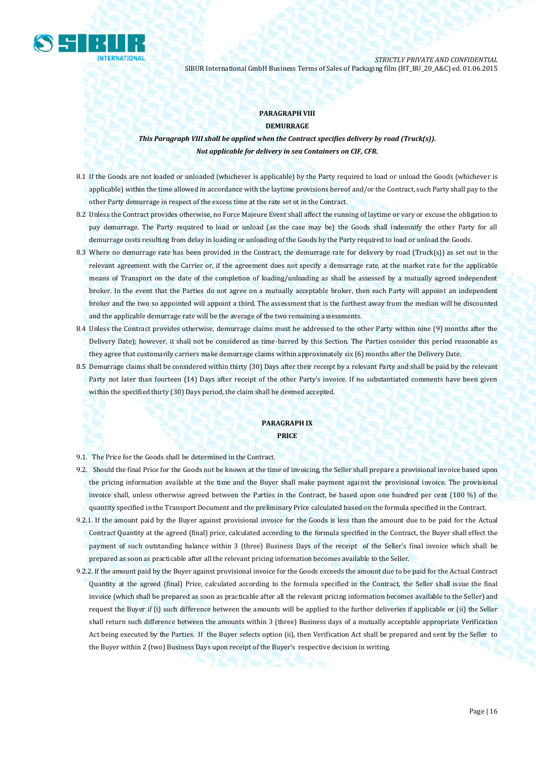## PARAGRAPH VIII

## DEMURRAGE

***This Paragraph VIII shall be applied when the Contract specifies delivery by road (Truck(s)).***
***Not applicable for delivery in sea Containers on CIF, CFR.***

8.1 If the Goods are not loaded or unloaded (whichever is applicable) by the Party required to load or unload the Goods (whichever is applicable) within the time allowed in accordance with the laytime provisions hereof and/or the Contract, such Party shall pay to the other Party demurrage in respect of the excess time at the rate set ot in the Contract.

8.2 Unless the Contract provides otherwise, no Force Majeure Event shall affect the running of laytime or vary or excuse the obligation to pay demurrage. The Party required to load or unload (as the case may be) the Goods shall indemnify the other Party for all demurrage costs resulting from delay in loading or unloading of the Goods by the Party required to load or unload the Goods.

8.3 Where no demurrage rate has been provided in the Contract, the demurrage rate for delivery by road (Truck(s)) as set out in the relevant agreement with the Carrier or, if the agreement does not specify a demurrage rate, at the market rate for the applicable means of Transport on the date of the completion of loading/unloading as shall be assessed by a mutually agreed independent broker. In the event that the Parties do not agree on a mutually acceptable broker, then each Party will appoint an independent broker and the two so appointed will appoint a third. The assessment that is the furthest away from the median will be discounted and the applicable demurrage rate will be the average of the two remaining assessments.

8.4 Unless the Contract provides otherwise, demurrage claims must be addressed to the other Party within nine (9) months after the Delivery Date); however, it shall not be considered as time-barred by this Section. The Parties consider this period reasonable as they agree that customarily carriers make demurrage claims within approximately six (6) months after the Delivery Date.

8.5 Demurrage claims shall be considered within thirty (30) Days after their receipt by a relevant Party and shall be paid by the relevant Party not later than fourteen (14) Days after receipt of the other Party's invoice. If no substantiated comments have been given within the specified thirty (30) Days period, the claim shall be deemed accepted.

## PARAGRAPH IX

## PRICE

9.1. The Price for the Goods shall be determined in the Contract.

9.2. Should the final Price for the Goods not be known at the time of invoicing, the Seller shall prepare a provisional invoice based upon the pricing information available at the time and the Buyer shall make payment against the provisional invoice. The provisional invoice shall, unless otherwise agreed between the Parties in the Contract, be based upon one hundred per cent (100 %) of the quantity specified in the Transport Document and the preliminary Price calculated based on the formula specified in the Contract.

9.2.1. If the amount paid by the Buyer against provisional invoice for the Goods is less than the amount due to be paid for the Actual Contract Quantity at the agreed (final) price, calculated according to the formula specified in the Contract, the Buyer shall effect the payment of such outstanding balance within 3 (three) Business Days of the receipt of the Seller's final invoice which shall be prepared as soon as practicable after all the relevant pricing information becomes available to the Seller.

9.2.2. If the amount paid by the Buyer against provisional invoice for the Goods exceeds the amount due to be paid for the Actual Contract Quantity at the agreed (final) Price, calculated according to the formula specified in the Contract, the Seller shall issue the final invoice (which shall be prepared as soon as practicable after all the relevant pricing information becomes available to the Seller) and request the Buyer if (i) such difference between the amounts will be applied to the further deliveries if applicable or (ii) the Seller shall return such difference between the amounts within 3 (three) Business days of a mutually acceptable appropriate Verification Act being executed by the Parties. If the Buyer selects option (ii), then Verification Act shall be prepared and sent by the Seller to the Buyer within 2 (two) Business Days upon receipt of the Buyer's respective decision in writing.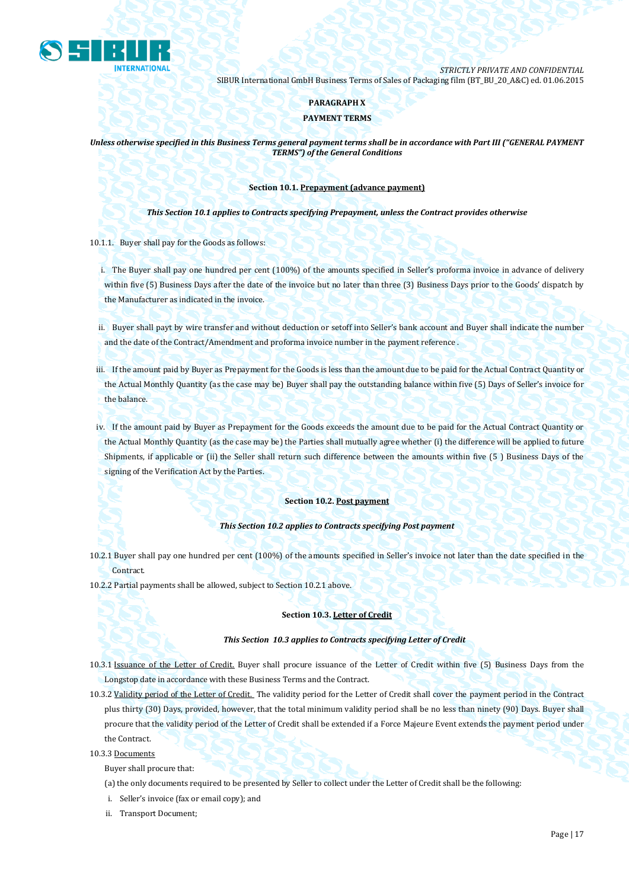**PARAGRAPH X**

**PAYMENT TERMS**

***Unless otherwise specified in this Business Terms general payment terms shall be in accordance with Part III ("GENERAL PAYMENT TERMS") of the General Conditions***

**Section 10.1. Prepayment (advance payment)**

***This Section 10.1 applies to Contracts specifying Prepayment, unless the Contract provides otherwise***

10.1.1. Buyer shall pay for the Goods as follows:

i. The Buyer shall pay one hundred per cent (100%) of the amounts specified in Seller's proforma invoice in advance of delivery within five (5) Business Days after the date of the invoice but no later than three (3) Business Days prior to the Goods' dispatch by the Manufacturer as indicated in the invoice.

ii. Buyer shall payt by wire transfer and without deduction or setoff into Seller's bank account and Buyer shall indicate the number and the date of the Contract/Amendment and proforma invoice number in the payment reference .

iii. If the amount paid by Buyer as Prepayment for the Goods is less than the amount due to be paid for the Actual Contract Quantity or the Actual Monthly Quantity (as the case may be) Buyer shall pay the outstanding balance within five (5) Days of Seller's invoice for the balance.

iv. If the amount paid by Buyer as Prepayment for the Goods exceeds the amount due to be paid for the Actual Contract Quantity or the Actual Monthly Quantity (as the case may be) the Parties shall mutually agree whether (i) the difference will be applied to future Shipments, if applicable or (ii) the Seller shall return such difference between the amounts within five (5 ) Business Days of the signing of the Verification Act by the Parties.

**Section 10.2. Post payment**

***This Section 10.2 applies to Contracts specifying Post payment***

10.2.1 Buyer shall pay one hundred per cent (100%) of the amounts specified in Seller's invoice not later than the date specified in the Contract.

10.2.2 Partial payments shall be allowed, subject to Section 10.2.1 above.

**Section 10.3. Letter of Credit**

***This Section 10.3 applies to Contracts specifying Letter of Credit***

10.3.1 Issuance of the Letter of Credit. Buyer shall procure issuance of the Letter of Credit within five (5) Business Days from the Longstop date in accordance with these Business Terms and the Contract.

10.3.2 Validity period of the Letter of Credit. The validity period for the Letter of Credit shall cover the payment period in the Contract plus thirty (30) Days, provided, however, that the total minimum validity period shall be no less than ninety (90) Days. Buyer shall procure that the validity period of the Letter of Credit shall be extended if a Force Majeure Event extends the payment period under the Contract.

10.3.3 Documents

Buyer shall procure that:

(a) the only documents required to be presented by Seller to collect under the Letter of Credit shall be the following:

i. Seller's invoice (fax or email copy); and

ii. Transport Document;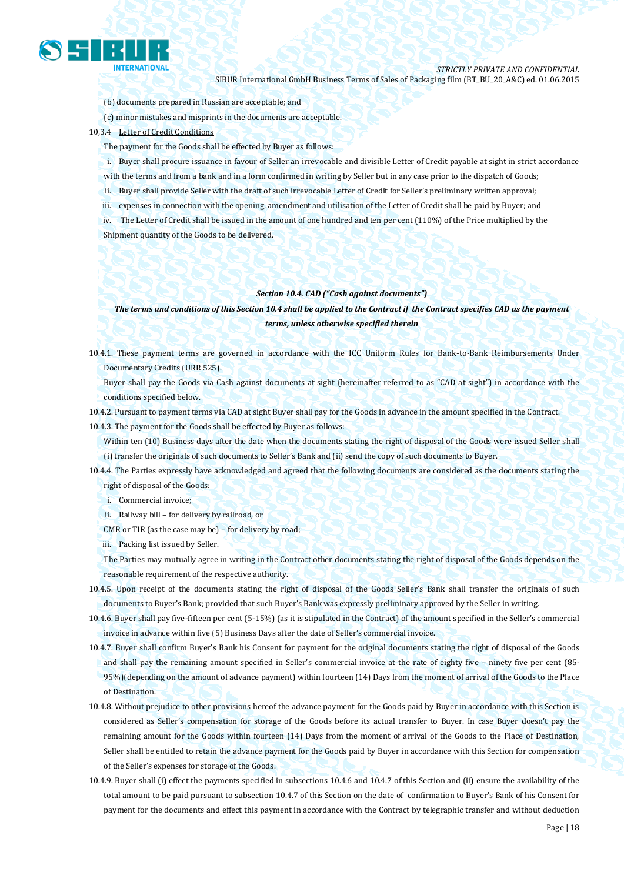(b) documents prepared in Russian are acceptable; and

(c) minor mistakes and misprints in the documents are acceptable.

10,3.4 Letter of Credit Conditions

The payment for the Goods shall be effected by Buyer as follows:

i. Buyer shall procure issuance in favour of Seller an irrevocable and divisible Letter of Credit payable at sight in strict accordance with the terms and from a bank and in a form confirmed in writing by Seller but in any case prior to the dispatch of Goods;

ii. Buyer shall provide Seller with the draft of such irrevocable Letter of Credit for Seller's preliminary written approval;

iii. expenses in connection with the opening, amendment and utilisation of the Letter of Credit shall be paid by Buyer; and

iv. The Letter of Credit shall be issued in the amount of one hundred and ten per cent (110%) of the Price multiplied by the Shipment quantity of the Goods to be delivered.

***Section 10.4. CAD ("Cash against documents")***

***The terms and conditions of this Section 10.4 shall be applied to the Contract if the Contract specifies CAD as the payment terms, unless otherwise specified therein***

10.4.1. These payment terms are governed in accordance with the ICC Uniform Rules for Bank-to-Bank Reimbursements Under Documentary Credits (URR 525).

Buyer shall pay the Goods via Cash against documents at sight (hereinafter referred to as "CAD at sight") in accordance with the conditions specified below.

10.4.2. Pursuant to payment terms via CAD at sight Buyer shall pay for the Goods in advance in the amount specified in the Contract.

10.4.3. The payment for the Goods shall be effected by Buyer as follows:

Within ten (10) Business days after the date when the documents stating the right of disposal of the Goods were issued Seller shall (i) transfer the originals of such documents to Seller's Bank and (ii) send the copy of such documents to Buyer.

10.4.4. The Parties expressly have acknowledged and agreed that the following documents are considered as the documents stating the right of disposal of the Goods:

i. Commercial invoice;

ii. Railway bill – for delivery by railroad, or

CMR or TIR (as the case may be) – for delivery by road;

iii. Packing list issued by Seller.

The Parties may mutually agree in writing in the Contract other documents stating the right of disposal of the Goods depends on the reasonable requirement of the respective authority.

10.4.5. Upon receipt of the documents stating the right of disposal of the Goods Seller's Bank shall transfer the originals of such documents to Buyer's Bank; provided that such Buyer's Bank was expressly preliminary approved by the Seller in writing.

10.4.6. Buyer shall pay five-fifteen per cent (5-15%) (as it is stipulated in the Contract) of the amount specified in the Seller's commercial invoice in advance within five (5) Business Days after the date of Seller's commercial invoice.

10.4.7. Buyer shall confirm Buyer's Bank his Consent for payment for the original documents stating the right of disposal of the Goods and shall pay the remaining amount specified in Seller's commercial invoice at the rate of eighty five – ninety five per cent (85-95%)(depending on the amount of advance payment) within fourteen (14) Days from the moment of arrival of the Goods to the Place of Destination.

10.4.8. Without prejudice to other provisions hereof the advance payment for the Goods paid by Buyer in accordance with this Section is considered as Seller's compensation for storage of the Goods before its actual transfer to Buyer. In case Buyer doesn't pay the remaining amount for the Goods within fourteen (14) Days from the moment of arrival of the Goods to the Place of Destination, Seller shall be entitled to retain the advance payment for the Goods paid by Buyer in accordance with this Section for compensation of the Seller's expenses for storage of the Goods.

10.4.9. Buyer shall (i) effect the payments specified in subsections 10.4.6 and 10.4.7 of this Section and (ii) ensure the availability of the total amount to be paid pursuant to subsection 10.4.7 of this Section on the date of confirmation to Buyer's Bank of his Consent for payment for the documents and effect this payment in accordance with the Contract by telegraphic transfer and without deduction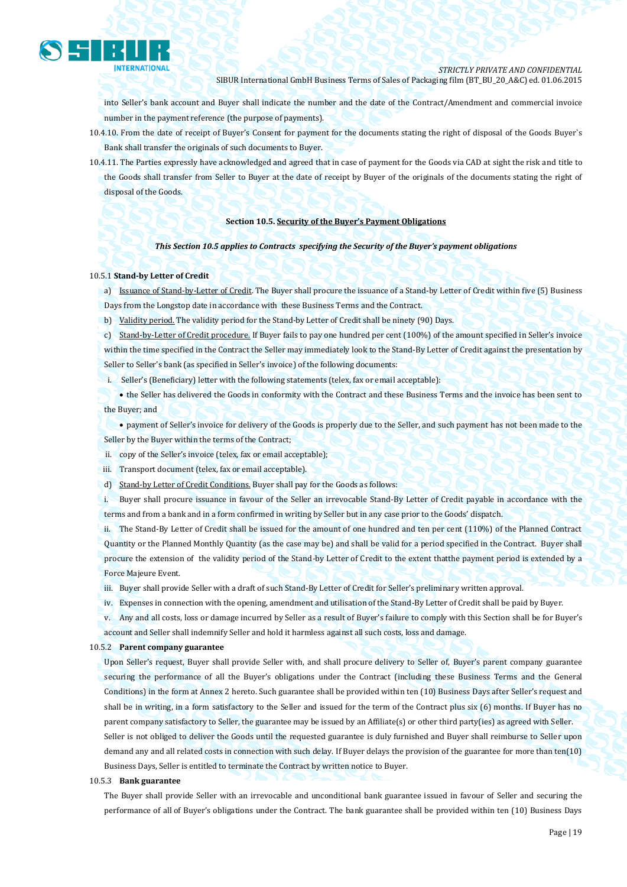into Seller's bank account and Buyer shall indicate the number and the date of the Contract/Amendment and commercial invoice number in the payment reference (the purpose of payments).

10.4.10. From the date of receipt of Buyer's Consent for payment for the documents stating the right of disposal of the Goods Buyer`s Bank shall transfer the originals of such documents to Buyer.

10.4.11. The Parties expressly have acknowledged and agreed that in case of payment for the Goods via CAD at sight the risk and title to the Goods shall transfer from Seller to Buyer at the date of receipt by Buyer of the originals of the documents stating the right of disposal of the Goods.

**Section 10.5. Security of the Buyer's Payment Obligations**

***This Section 10.5 applies to Contracts specifying the Security of the Buyer's payment obligations***

10.5.1 **Stand-by Letter of Credit**

a) Issuance of Stand-by-Letter of Credit. The Buyer shall procure the issuance of a Stand-by Letter of Credit within five (5) Business Days from the Longstop date in accordance with these Business Terms and the Contract.

b) Validity period. The validity period for the Stand-by Letter of Credit shall be ninety (90) Days.

c) Stand-by-Letter of Credit procedure. If Buyer fails to pay one hundred per cent (100%) of the amount specified in Seller's invoice within the time specified in the Contract the Seller may immediately look to the Stand-By Letter of Credit against the presentation by Seller to Seller's bank (as specified in Seller's invoice) of the following documents:

i. Seller's (Beneficiary) letter with the following statements (telex, fax or email acceptable):

• the Seller has delivered the Goods in conformity with the Contract and these Business Terms and the invoice has been sent to the Buyer; and

• payment of Seller's invoice for delivery of the Goods is properly due to the Seller, and such payment has not been made to the Seller by the Buyer within the terms of the Contract;

ii. copy of the Seller's invoice (telex, fax or email acceptable);

iii. Transport document (telex, fax or email acceptable).

d) Stand-by Letter of Credit Conditions. Buyer shall pay for the Goods as follows:

i. Buyer shall procure issuance in favour of the Seller an irrevocable Stand-By Letter of Credit payable in accordance with the terms and from a bank and in a form confirmed in writing by Seller but in any case prior to the Goods' dispatch.

ii. The Stand-By Letter of Credit shall be issued for the amount of one hundred and ten per cent (110%) of the Planned Contract Quantity or the Planned Monthly Quantity (as the case may be) and shall be valid for a period specified in the Contract. Buyer shall procure the extension of the validity period of the Stand-by Letter of Credit to the extent thatthe payment period is extended by a Force Majeure Event.

iii. Buyer shall provide Seller with a draft of such Stand-By Letter of Credit for Seller's preliminary written approval.

iv. Expenses in connection with the opening, amendment and utilisation of the Stand-By Letter of Credit shall be paid by Buyer.

v. Any and all costs, loss or damage incurred by Seller as a result of Buyer's failure to comply with this Section shall be for Buyer's account and Seller shall indemnify Seller and hold it harmless against all such costs, loss and damage.

10.5.2 **Parent company guarantee**

Upon Seller's request, Buyer shall provide Seller with, and shall procure delivery to Seller of, Buyer's parent company guarantee securing the performance of all the Buyer's obligations under the Contract (including these Business Terms and the General Conditions) in the form at Annex 2 hereto. Such guarantee shall be provided within ten (10) Business Days after Seller's request and shall be in writing, in a form satisfactory to the Seller and issued for the term of the Contract plus six (6) months. If Buyer has no parent company satisfactory to Seller, the guarantee may be issued by an Affiliate(s) or other third party(ies) as agreed with Seller.

Seller is not obliged to deliver the Goods until the requested guarantee is duly furnished and Buyer shall reimburse to Seller upon demand any and all related costs in connection with such delay. If Buyer delays the provision of the guarantee for more than ten(10) Business Days, Seller is entitled to terminate the Contract by written notice to Buyer.

10.5.3 **Bank guarantee**

The Buyer shall provide Seller with an irrevocable and unconditional bank guarantee issued in favour of Seller and securing the performance of all of Buyer's obligations under the Contract. The bank guarantee shall be provided within ten (10) Business Days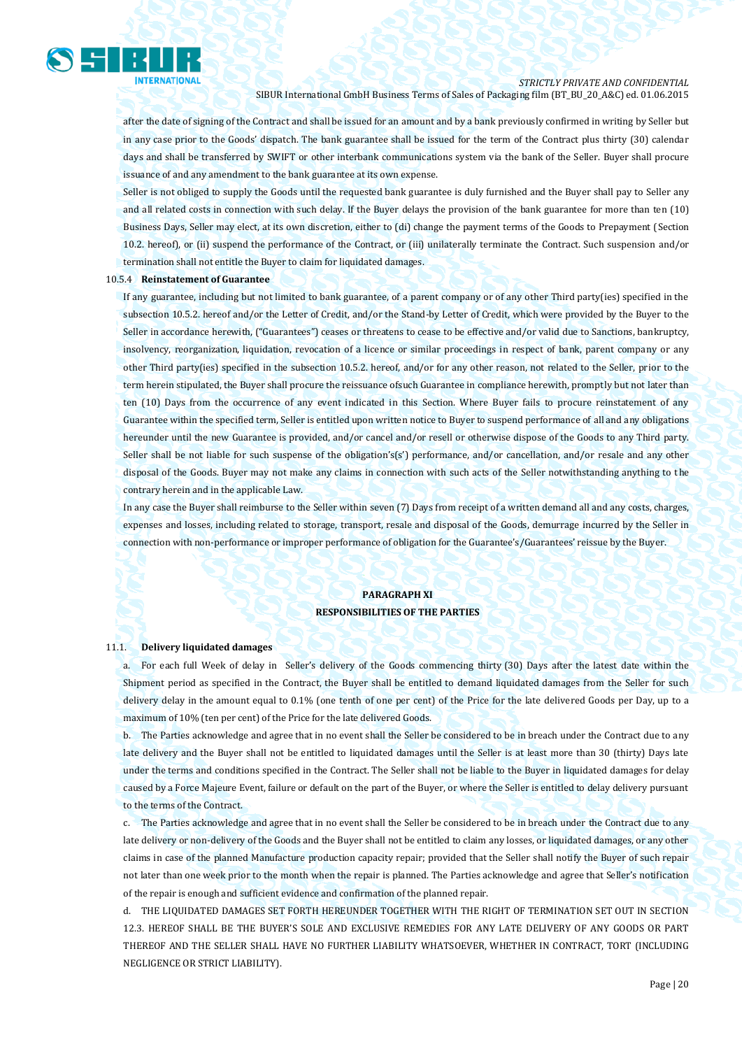after the date of signing of the Contract and shall be issued for an amount and by a bank previously confirmed in writing by Seller but in any case prior to the Goods' dispatch. The bank guarantee shall be issued for the term of the Contract plus thirty (30) calendar days and shall be transferred by SWIFT or other interbank communications system via the bank of the Seller. Buyer shall procure issuance of and any amendment to the bank guarantee at its own expense.

Seller is not obliged to supply the Goods until the requested bank guarantee is duly furnished and the Buyer shall pay to Seller any and all related costs in connection with such delay. If the Buyer delays the provision of the bank guarantee for more than ten (10) Business Days, Seller may elect, at its own discretion, either to (di) change the payment terms of the Goods to Prepayment (Section 10.2. hereof), or (ii) suspend the performance of the Contract, or (iii) unilaterally terminate the Contract. Such suspension and/or termination shall not entitle the Buyer to claim for liquidated damages.

10.5.4 **Reinstatement of Guarantee**

If any guarantee, including but not limited to bank guarantee, of a parent company or of any other Third party(ies) specified in the subsection 10.5.2. hereof and/or the Letter of Credit, and/or the Stand-by Letter of Credit, which were provided by the Buyer to the Seller in accordance herewith, ("Guarantees") ceases or threatens to cease to be effective and/or valid due to Sanctions, bankruptcy, insolvency, reorganization, liquidation, revocation of a licence or similar proceedings in respect of bank, parent company or any other Third party(ies) specified in the subsection 10.5.2. hereof, and/or for any other reason, not related to the Seller, prior to the term herein stipulated, the Buyer shall procure the reissuance ofsuch Guarantee in compliance herewith, promptly but not later than ten (10) Days from the occurrence of any event indicated in this Section. Where Buyer fails to procure reinstatement of any Guarantee within the specified term, Seller is entitled upon written notice to Buyer to suspend performance of all and any obligations hereunder until the new Guarantee is provided, and/or cancel and/or resell or otherwise dispose of the Goods to any Third party. Seller shall be not liable for such suspense of the obligation's(s') performance, and/or cancellation, and/or resale and any other disposal of the Goods. Buyer may not make any claims in connection with such acts of the Seller notwithstanding anything to the contrary herein and in the applicable Law.

In any case the Buyer shall reimburse to the Seller within seven (7) Days from receipt of a written demand all and any costs, charges, expenses and losses, including related to storage, transport, resale and disposal of the Goods, demurrage incurred by the Seller in connection with non-performance or improper performance of obligation for the Guarantee's/Guarantees' reissue by the Buyer.

## PARAGRAPH XI
## RESPONSIBILITIES OF THE PARTIES

11.1. **Delivery liquidated damages**

a. For each full Week of delay in Seller's delivery of the Goods commencing thirty (30) Days after the latest date within the Shipment period as specified in the Contract, the Buyer shall be entitled to demand liquidated damages from the Seller for such delivery delay in the amount equal to 0.1% (one tenth of one per cent) of the Price for the late delivered Goods per Day, up to a maximum of 10% (ten per cent) of the Price for the late delivered Goods.

b. The Parties acknowledge and agree that in no event shall the Seller be considered to be in breach under the Contract due to any late delivery and the Buyer shall not be entitled to liquidated damages until the Seller is at least more than 30 (thirty) Days late under the terms and conditions specified in the Contract. The Seller shall not be liable to the Buyer in liquidated damages for delay caused by a Force Majeure Event, failure or default on the part of the Buyer, or where the Seller is entitled to delay delivery pursuant to the terms of the Contract.

c. The Parties acknowledge and agree that in no event shall the Seller be considered to be in breach under the Contract due to any late delivery or non-delivery of the Goods and the Buyer shall not be entitled to claim any losses, or liquidated damages, or any other claims in case of the planned Manufacture production capacity repair; provided that the Seller shall notify the Buyer of such repair not later than one week prior to the month when the repair is planned. The Parties acknowledge and agree that Seller's notification of the repair is enough and sufficient evidence and confirmation of the planned repair.

d. THE LIQUIDATED DAMAGES SET FORTH HEREUNDER TOGETHER WITH THE RIGHT OF TERMINATION SET OUT IN SECTION 12.3. HEREOF SHALL BE THE BUYER'S SOLE AND EXCLUSIVE REMEDIES FOR ANY LATE DELIVERY OF ANY GOODS OR PART THEREOF AND THE SELLER SHALL HAVE NO FURTHER LIABILITY WHATSOEVER, WHETHER IN CONTRACT, TORT (INCLUDING NEGLIGENCE OR STRICT LIABILITY).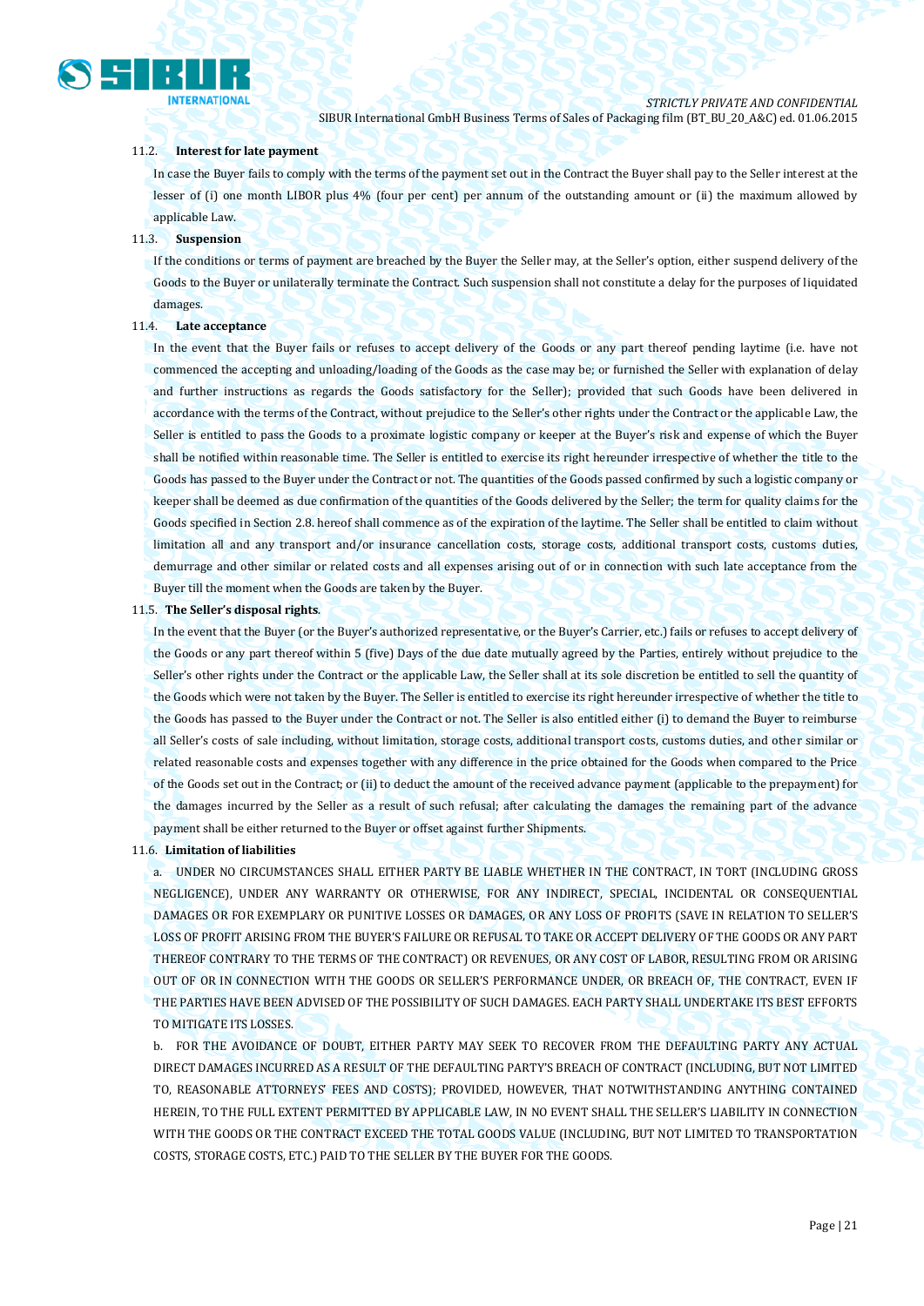#### 11.2. Interest for late payment

In case the Buyer fails to comply with the terms of the payment set out in the Contract the Buyer shall pay to the Seller interest at the lesser of (i) one month LIBOR plus 4% (four per cent) per annum of the outstanding amount or (ii) the maximum allowed by applicable Law.

#### 11.3. Suspension

If the conditions or terms of payment are breached by the Buyer the Seller may, at the Seller's option, either suspend delivery of the Goods to the Buyer or unilaterally terminate the Contract. Such suspension shall not constitute a delay for the purposes of liquidated damages.

#### 11.4. Late acceptance

In the event that the Buyer fails or refuses to accept delivery of the Goods or any part thereof pending laytime (i.e. have not commenced the accepting and unloading/loading of the Goods as the case may be; or furnished the Seller with explanation of delay and further instructions as regards the Goods satisfactory for the Seller); provided that such Goods have been delivered in accordance with the terms of the Contract, without prejudice to the Seller's other rights under the Contract or the applicable Law, the Seller is entitled to pass the Goods to a proximate logistic company or keeper at the Buyer's risk and expense of which the Buyer shall be notified within reasonable time. The Seller is entitled to exercise its right hereunder irrespective of whether the title to the Goods has passed to the Buyer under the Contract or not. The quantities of the Goods passed confirmed by such a logistic company or keeper shall be deemed as due confirmation of the quantities of the Goods delivered by the Seller; the term for quality claims for the Goods specified in Section 2.8. hereof shall commence as of the expiration of the laytime. The Seller shall be entitled to claim without limitation all and any transport and/or insurance cancellation costs, storage costs, additional transport costs, customs duties, demurrage and other similar or related costs and all expenses arising out of or in connection with such late acceptance from the Buyer till the moment when the Goods are taken by the Buyer.

#### 11.5. The Seller's disposal rights.

In the event that the Buyer (or the Buyer's authorized representative, or the Buyer's Carrier, etc.) fails or refuses to accept delivery of the Goods or any part thereof within 5 (five) Days of the due date mutually agreed by the Parties, entirely without prejudice to the Seller's other rights under the Contract or the applicable Law, the Seller shall at its sole discretion be entitled to sell the quantity of the Goods which were not taken by the Buyer. The Seller is entitled to exercise its right hereunder irrespective of whether the title to the Goods has passed to the Buyer under the Contract or not. The Seller is also entitled either (i) to demand the Buyer to reimburse all Seller's costs of sale including, without limitation, storage costs, additional transport costs, customs duties, and other similar or related reasonable costs and expenses together with any difference in the price obtained for the Goods when compared to the Price of the Goods set out in the Contract; or (ii) to deduct the amount of the received advance payment (applicable to the prepayment) for the damages incurred by the Seller as a result of such refusal; after calculating the damages the remaining part of the advance payment shall be either returned to the Buyer or offset against further Shipments.

#### 11.6. Limitation of liabilities

a. UNDER NO CIRCUMSTANCES SHALL EITHER PARTY BE LIABLE WHETHER IN THE CONTRACT, IN TORT (INCLUDING GROSS NEGLIGENCE), UNDER ANY WARRANTY OR OTHERWISE, FOR ANY INDIRECT, SPECIAL, INCIDENTAL OR CONSEQUENTIAL DAMAGES OR FOR EXEMPLARY OR PUNITIVE LOSSES OR DAMAGES, OR ANY LOSS OF PROFITS (SAVE IN RELATION TO SELLER'S LOSS OF PROFIT ARISING FROM THE BUYER'S FAILURE OR REFUSAL TO TAKE OR ACCEPT DELIVERY OF THE GOODS OR ANY PART THEREOF CONTRARY TO THE TERMS OF THE CONTRACT) OR REVENUES, OR ANY COST OF LABOR, RESULTING FROM OR ARISING OUT OF OR IN CONNECTION WITH THE GOODS OR SELLER'S PERFORMANCE UNDER, OR BREACH OF, THE CONTRACT, EVEN IF THE PARTIES HAVE BEEN ADVISED OF THE POSSIBILITY OF SUCH DAMAGES. EACH PARTY SHALL UNDERTAKE ITS BEST EFFORTS TO MITIGATE ITS LOSSES.

b. FOR THE AVOIDANCE OF DOUBT, EITHER PARTY MAY SEEK TO RECOVER FROM THE DEFAULTING PARTY ANY ACTUAL DIRECT DAMAGES INCURRED AS A RESULT OF THE DEFAULTING PARTY'S BREACH OF CONTRACT (INCLUDING, BUT NOT LIMITED TO, REASONABLE ATTORNEYS' FEES AND COSTS); PROVIDED, HOWEVER, THAT NOTWITHSTANDING ANYTHING CONTAINED HEREIN, TO THE FULL EXTENT PERMITTED BY APPLICABLE LAW, IN NO EVENT SHALL THE SELLER'S LIABILITY IN CONNECTION WITH THE GOODS OR THE CONTRACT EXCEED THE TOTAL GOODS VALUE (INCLUDING, BUT NOT LIMITED TO TRANSPORTATION COSTS, STORAGE COSTS, ETC.) PAID TO THE SELLER BY THE BUYER FOR THE GOODS.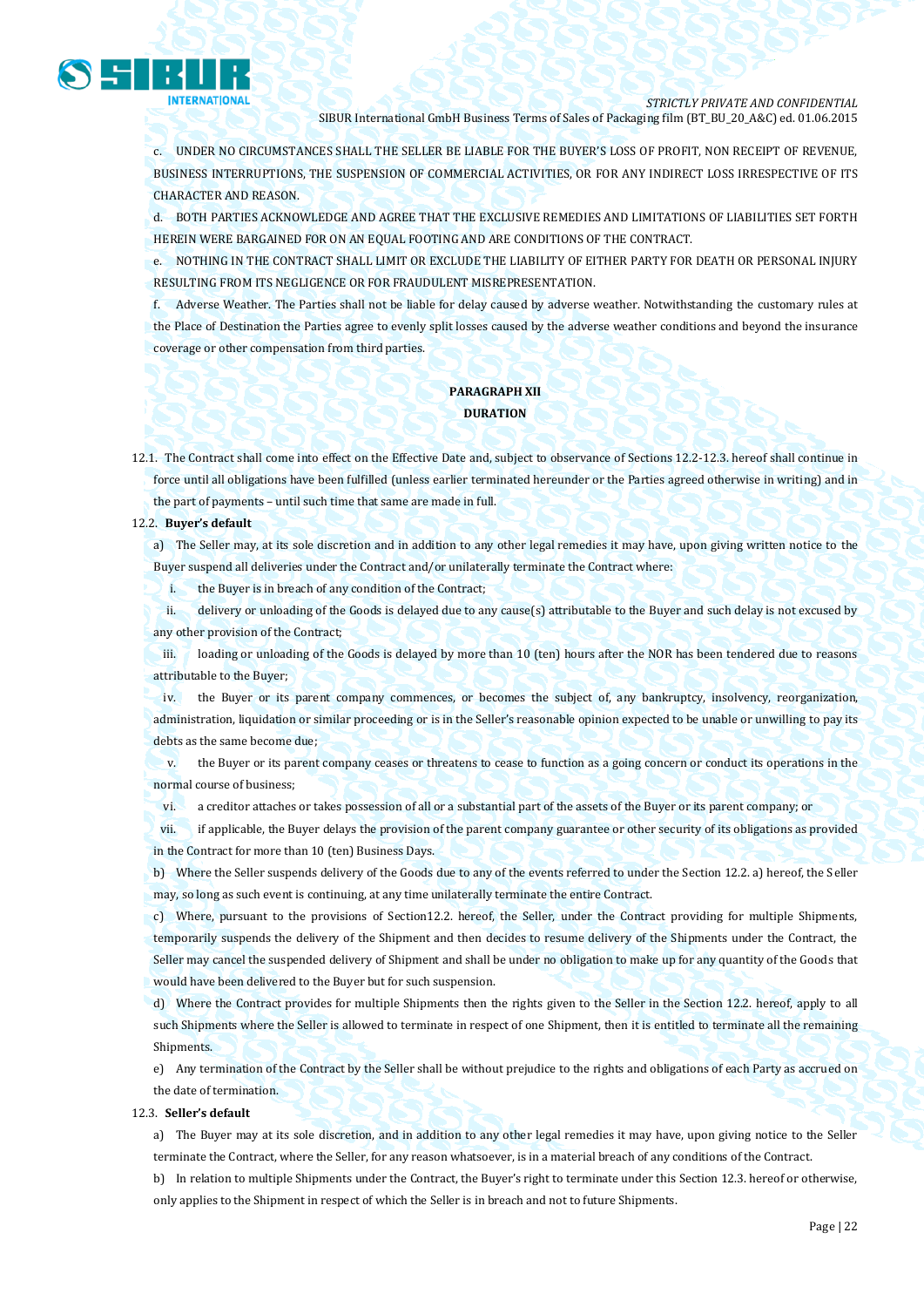c. UNDER NO CIRCUMSTANCES SHALL THE SELLER BE LIABLE FOR THE BUYER'S LOSS OF PROFIT, NON RECEIPT OF REVENUE, BUSINESS INTERRUPTIONS, THE SUSPENSION OF COMMERCIAL ACTIVITIES, OR FOR ANY INDIRECT LOSS IRRESPECTIVE OF ITS CHARACTER AND REASON.

d. BOTH PARTIES ACKNOWLEDGE AND AGREE THAT THE EXCLUSIVE REMEDIES AND LIMITATIONS OF LIABILITIES SET FORTH HEREIN WERE BARGAINED FOR ON AN EQUAL FOOTING AND ARE CONDITIONS OF THE CONTRACT.

e. NOTHING IN THE CONTRACT SHALL LIMIT OR EXCLUDE THE LIABILITY OF EITHER PARTY FOR DEATH OR PERSONAL INJURY RESULTING FROM ITS NEGLIGENCE OR FOR FRAUDULENT MISREPRESENTATION.

f. Adverse Weather. The Parties shall not be liable for delay caused by adverse weather. Notwithstanding the customary rules at the Place of Destination the Parties agree to evenly split losses caused by the adverse weather conditions and beyond the insurance coverage or other compensation from third parties.

## PARAGRAPH XII
## DURATION

12.1. The Contract shall come into effect on the Effective Date and, subject to observance of Sections 12.2-12.3. hereof shall continue in force until all obligations have been fulfilled (unless earlier terminated hereunder or the Parties agreed otherwise in writing) and in the part of payments – until such time that same are made in full.

12.2. **Buyer's default**

a) The Seller may, at its sole discretion and in addition to any other legal remedies it may have, upon giving written notice to the Buyer suspend all deliveries under the Contract and/or unilaterally terminate the Contract where:

i. the Buyer is in breach of any condition of the Contract;

ii. delivery or unloading of the Goods is delayed due to any cause(s) attributable to the Buyer and such delay is not excused by any other provision of the Contract;

iii. loading or unloading of the Goods is delayed by more than 10 (ten) hours after the NOR has been tendered due to reasons attributable to the Buyer;

iv. the Buyer or its parent company commences, or becomes the subject of, any bankruptcy, insolvency, reorganization, administration, liquidation or similar proceeding or is in the Seller's reasonable opinion expected to be unable or unwilling to pay its debts as the same become due;

v. the Buyer or its parent company ceases or threatens to cease to function as a going concern or conduct its operations in the normal course of business;

vi. a creditor attaches or takes possession of all or a substantial part of the assets of the Buyer or its parent company; or

vii. if applicable, the Buyer delays the provision of the parent company guarantee or other security of its obligations as provided in the Contract for more than 10 (ten) Business Days.

b) Where the Seller suspends delivery of the Goods due to any of the events referred to under the Section 12.2. a) hereof, the Seller may, so long as such event is continuing, at any time unilaterally terminate the entire Contract.

c) Where, pursuant to the provisions of Section12.2. hereof, the Seller, under the Contract providing for multiple Shipments, temporarily suspends the delivery of the Shipment and then decides to resume delivery of the Shipments under the Contract, the Seller may cancel the suspended delivery of Shipment and shall be under no obligation to make up for any quantity of the Goods that would have been delivered to the Buyer but for such suspension.

d) Where the Contract provides for multiple Shipments then the rights given to the Seller in the Section 12.2. hereof, apply to all such Shipments where the Seller is allowed to terminate in respect of one Shipment, then it is entitled to terminate all the remaining Shipments.

e) Any termination of the Contract by the Seller shall be without prejudice to the rights and obligations of each Party as accrued on the date of termination.

12.3. **Seller's default**

a) The Buyer may at its sole discretion, and in addition to any other legal remedies it may have, upon giving notice to the Seller terminate the Contract, where the Seller, for any reason whatsoever, is in a material breach of any conditions of the Contract.

b) In relation to multiple Shipments under the Contract, the Buyer's right to terminate under this Section 12.3. hereof or otherwise, only applies to the Shipment in respect of which the Seller is in breach and not to future Shipments.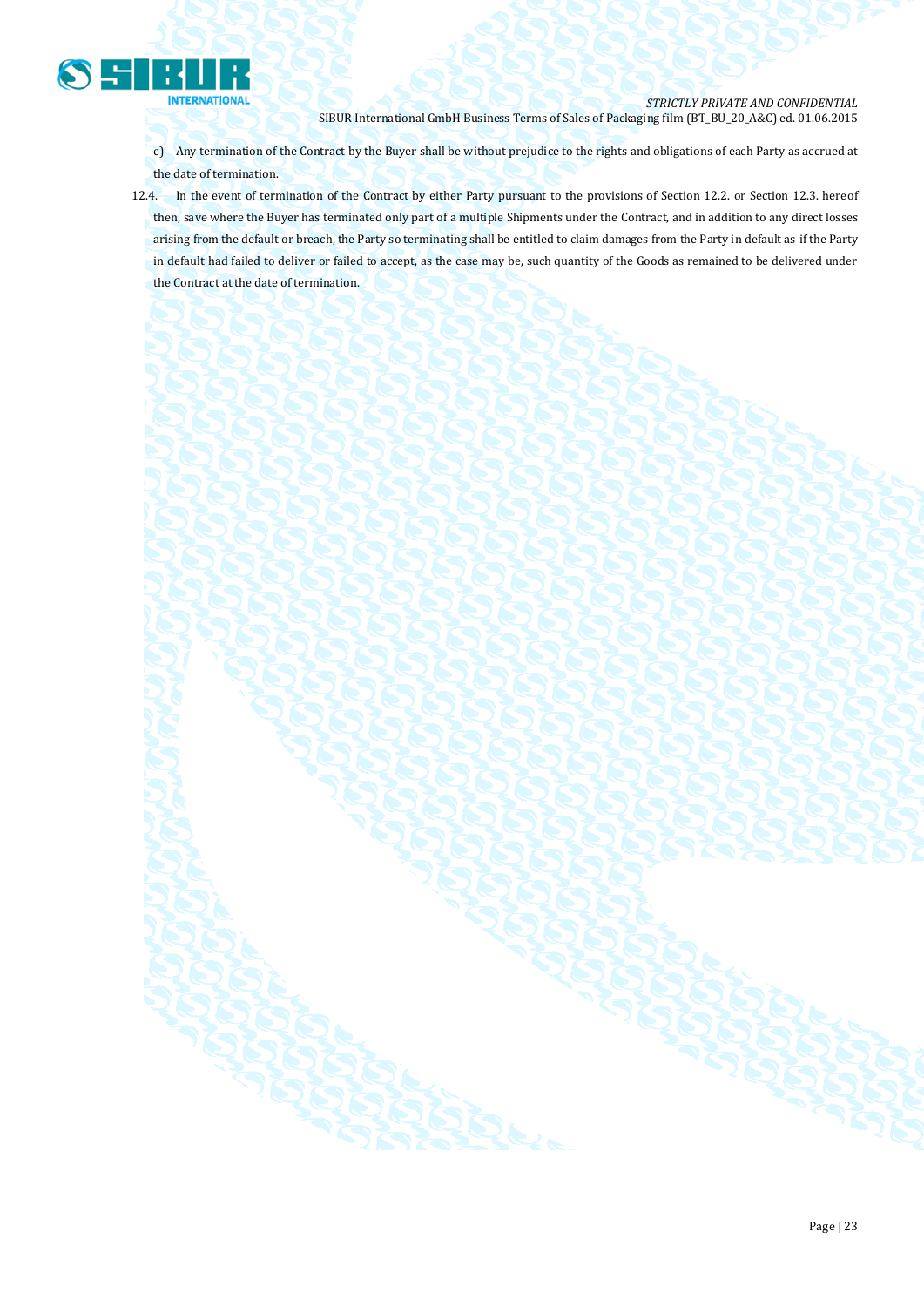c) Any termination of the Contract by the Buyer shall be without prejudice to the rights and obligations of each Party as accrued at the date of termination.

12.4. In the event of termination of the Contract by either Party pursuant to the provisions of Section 12.2. or Section 12.3. hereof then, save where the Buyer has terminated only part of a multiple Shipments under the Contract, and in addition to any direct losses arising from the default or breach, the Party so terminating shall be entitled to claim damages from the Party in default as if the Party in default had failed to deliver or failed to accept, as the case may be, such quantity of the Goods as remained to be delivered under the Contract at the date of termination.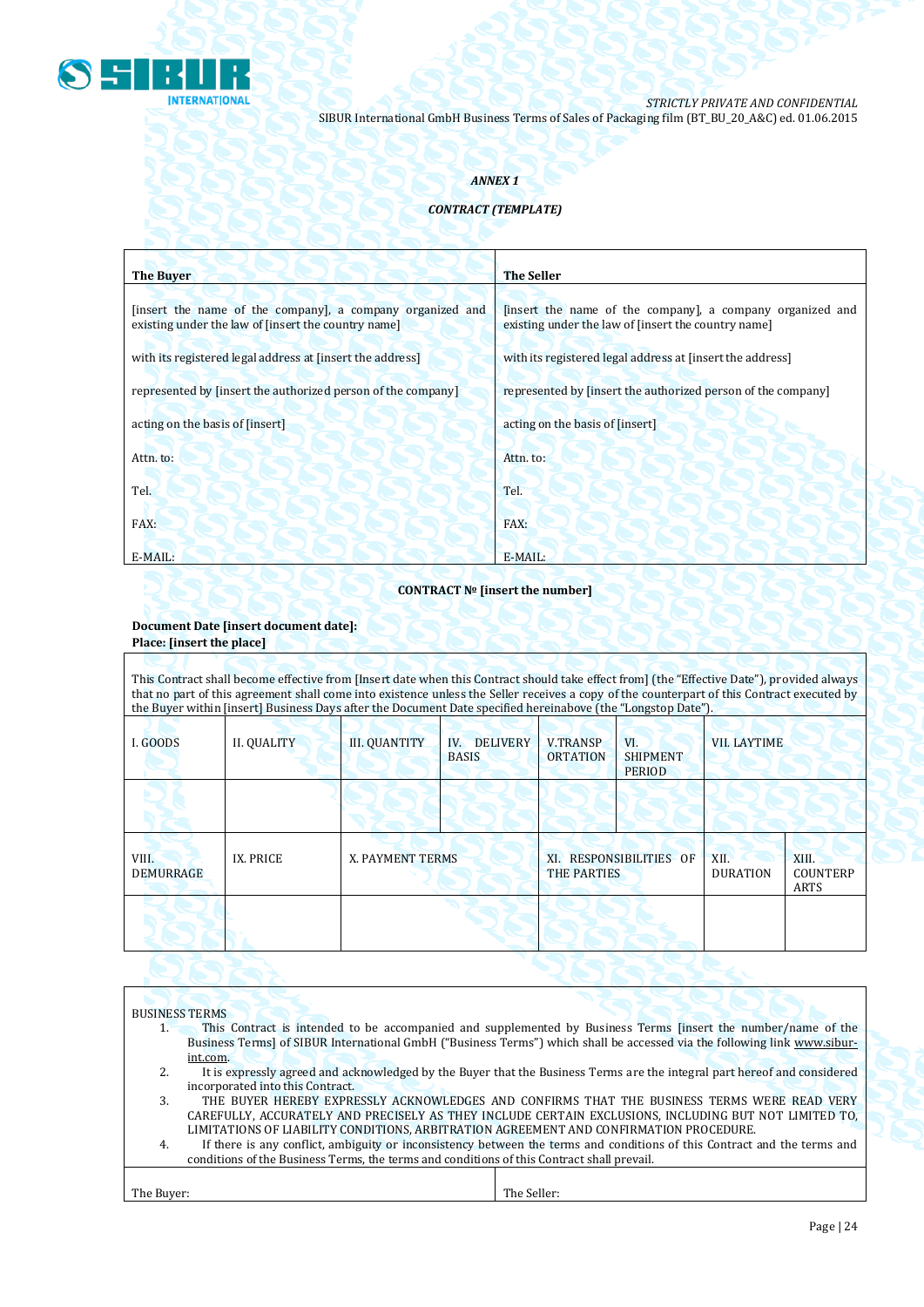*ANNEX 1*

*CONTRACT (TEMPLATE)*

| **The Buyer** | **The Seller** |
|---|---|
| [insert the name of the company], a company organized and existing under the law of [insert the country name]<br><br>with its registered legal address at [insert the address]<br><br>represented by [insert the authorized person of the company]<br><br>acting on the basis of [insert]<br><br>Attn. to:<br><br>Tel.<br><br>FAX:<br><br>E-MAIL: | [insert the name of the company], a company organized and existing under the law of [insert the country name]<br><br>with its registered legal address at [insert the address]<br><br>represented by [insert the authorized person of the company]<br><br>acting on the basis of [insert]<br><br>Attn. to:<br><br>Tel.<br><br>FAX:<br><br>E-MAIL: |

**CONTRACT № [insert the number]**

**Document Date [insert document date]:**
**Place: [insert the place]**

This Contract shall become effective from [Insert date when this Contract should take effect from] (the "Effective Date"), provided always that no part of this agreement shall come into existence unless the Seller receives a copy of the counterpart of this Contract executed by the Buyer within [insert] Business Days after the Document Date specified hereinabove (the "Longstop Date").

| I. GOODS | II. QUALITY | III. QUANTITY | IV. DELIVERY BASIS | V.TRANSPORTATION | VI. SHIPMENT PERIOD | VII. LAYTIME |
|---|---|---|---|---|---|---|
| | | | | | | |

| VIII. DEMURRAGE | IX. PRICE | X. PAYMENT TERMS | XI. RESPONSIBILITIES OF THE PARTIES | XII. DURATION | XIII. COUNTERPARTS |
|---|---|---|---|---|---|
| | | | | | |

BUSINESS TERMS

1. This Contract is intended to be accompanied and supplemented by Business Terms [insert the number/name of the Business Terms] of SIBUR International GmbH ("Business Terms") which shall be accessed via the following link www.sibur-int.com.
2. It is expressly agreed and acknowledged by the Buyer that the Business Terms are the integral part hereof and considered incorporated into this Contract.
3. THE BUYER HEREBY EXPRESSLY ACKNOWLEDGES AND CONFIRMS THAT THE BUSINESS TERMS WERE READ VERY CAREFULLY, ACCURATELY AND PRECISELY AS THEY INCLUDE CERTAIN EXCLUSIONS, INCLUDING BUT NOT LIMITED TO, LIMITATIONS OF LIABILITY CONDITIONS, ARBITRATION AGREEMENT AND CONFIRMATION PROCEDURE.
4. If there is any conflict, ambiguity or inconsistency between the terms and conditions of this Contract and the terms and conditions of the Business Terms, the terms and conditions of this Contract shall prevail.

| The Buyer: | The Seller: |
|---|---|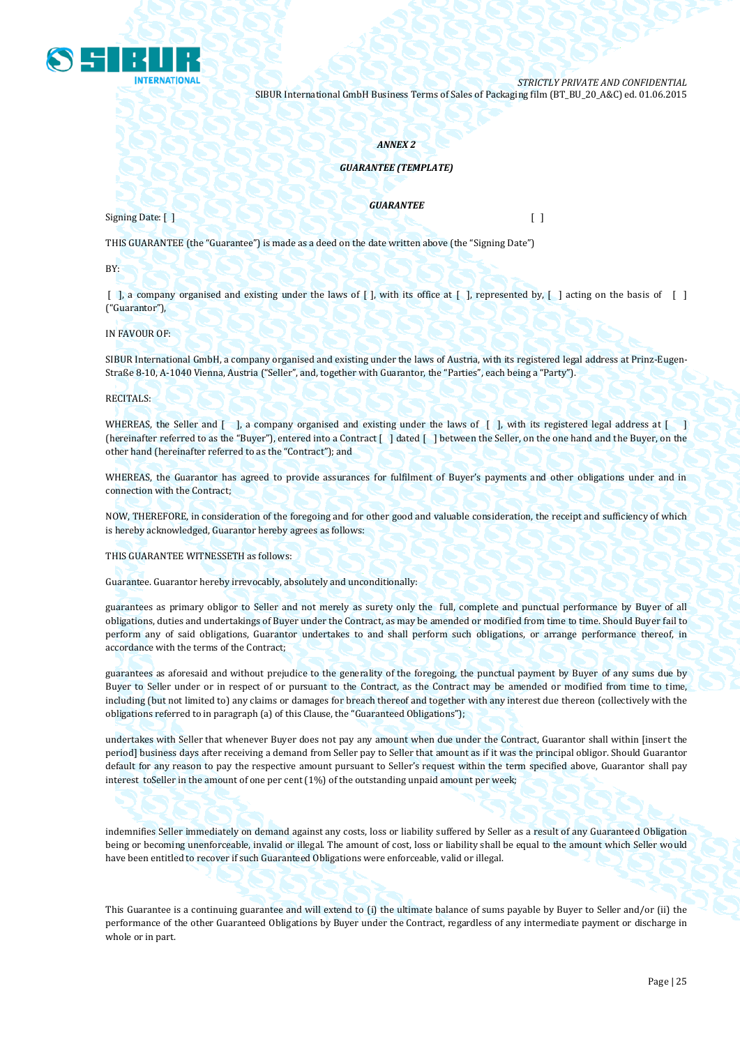*ANNEX 2*

***GUARANTEE (TEMPLATE)***

***GUARANTEE***

Signing Date: [ ] [ ]

THIS GUARANTEE (the "Guarantee") is made as a deed on the date written above (the "Signing Date")

BY:

[ ], a company organised and existing under the laws of [ ], with its office at [ ], represented by, [ ] acting on the basis of [ ] ("Guarantor"),

IN FAVOUR OF:

SIBUR International GmbH, a company organised and existing under the laws of Austria, with its registered legal address at Prinz-Eugen-Straße 8-10, A-1040 Vienna, Austria ("Seller", and, together with Guarantor, the "Parties", each being a "Party").

RECITALS:

WHEREAS, the Seller and [ ], a company organised and existing under the laws of [ ], with its registered legal address at [ ] (hereinafter referred to as the "Buyer"), entered into a Contract [ ] dated [ ] between the Seller, on the one hand and the Buyer, on the other hand (hereinafter referred to as the "Contract"); and

WHEREAS, the Guarantor has agreed to provide assurances for fulfilment of Buyer's payments and other obligations under and in connection with the Contract;

NOW, THEREFORE, in consideration of the foregoing and for other good and valuable consideration, the receipt and sufficiency of which is hereby acknowledged, Guarantor hereby agrees as follows:

THIS GUARANTEE WITNESSETH as follows:

Guarantee. Guarantor hereby irrevocably, absolutely and unconditionally:

guarantees as primary obligor to Seller and not merely as surety only the full, complete and punctual performance by Buyer of all obligations, duties and undertakings of Buyer under the Contract, as may be amended or modified from time to time. Should Buyer fail to perform any of said obligations, Guarantor undertakes to and shall perform such obligations, or arrange performance thereof, in accordance with the terms of the Contract;

guarantees as aforesaid and without prejudice to the generality of the foregoing, the punctual payment by Buyer of any sums due by Buyer to Seller under or in respect of or pursuant to the Contract, as the Contract may be amended or modified from time to time, including (but not limited to) any claims or damages for breach thereof and together with any interest due thereon (collectively with the obligations referred to in paragraph (a) of this Clause, the "Guaranteed Obligations");

undertakes with Seller that whenever Buyer does not pay any amount when due under the Contract, Guarantor shall within [insert the period] business days after receiving a demand from Seller pay to Seller that amount as if it was the principal obligor. Should Guarantor default for any reason to pay the respective amount pursuant to Seller's request within the term specified above, Guarantor shall pay interest toSeller in the amount of one per cent (1%) of the outstanding unpaid amount per week;

indemnifies Seller immediately on demand against any costs, loss or liability suffered by Seller as a result of any Guaranteed Obligation being or becoming unenforceable, invalid or illegal. The amount of cost, loss or liability shall be equal to the amount which Seller would have been entitled to recover if such Guaranteed Obligations were enforceable, valid or illegal.

This Guarantee is a continuing guarantee and will extend to (i) the ultimate balance of sums payable by Buyer to Seller and/or (ii) the performance of the other Guaranteed Obligations by Buyer under the Contract, regardless of any intermediate payment or discharge in whole or in part.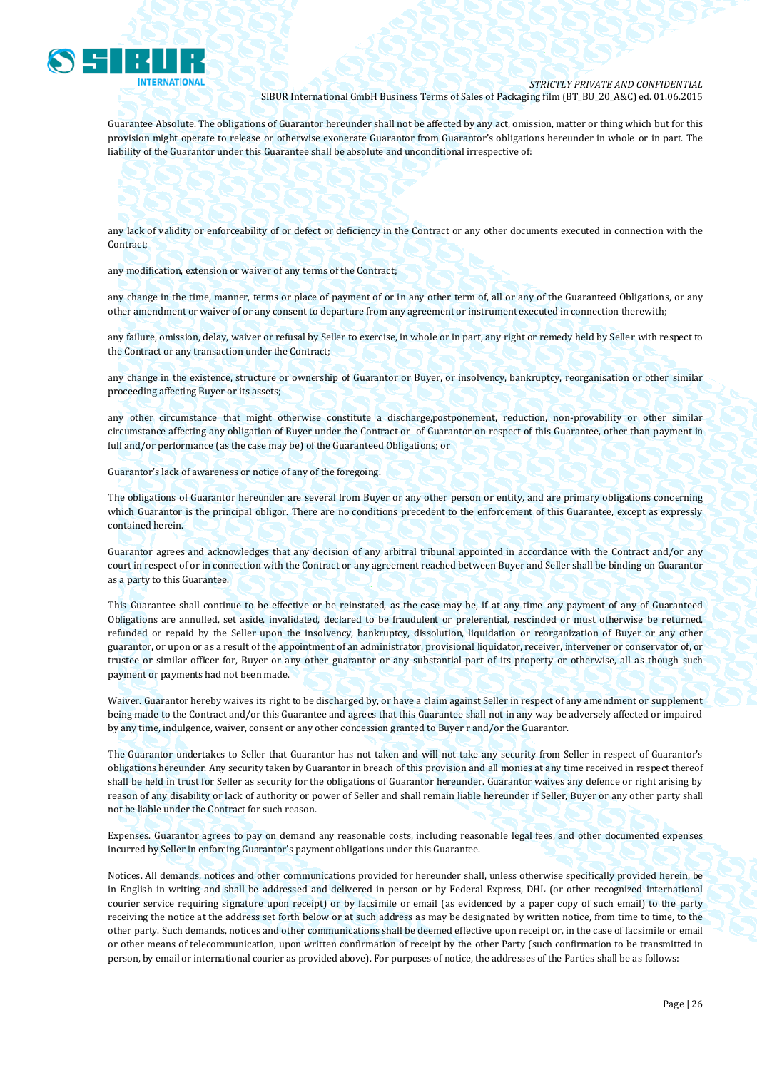Guarantee Absolute. The obligations of Guarantor hereunder shall not be affected by any act, omission, matter or thing which but for this provision might operate to release or otherwise exonerate Guarantor from Guarantor's obligations hereunder in whole or in part. The liability of the Guarantor under this Guarantee shall be absolute and unconditional irrespective of:

any lack of validity or enforceability of or defect or deficiency in the Contract or any other documents executed in connection with the Contract;

any modification, extension or waiver of any terms of the Contract;

any change in the time, manner, terms or place of payment of or in any other term of, all or any of the Guaranteed Obligations, or any other amendment or waiver of or any consent to departure from any agreement or instrument executed in connection therewith;

any failure, omission, delay, waiver or refusal by Seller to exercise, in whole or in part, any right or remedy held by Seller with respect to the Contract or any transaction under the Contract;

any change in the existence, structure or ownership of Guarantor or Buyer, or insolvency, bankruptcy, reorganisation or other similar proceeding affecting Buyer or its assets;

any other circumstance that might otherwise constitute a discharge,postponement, reduction, non-provability or other similar circumstance affecting any obligation of Buyer under the Contract or of Guarantor on respect of this Guarantee, other than payment in full and/or performance (as the case may be) of the Guaranteed Obligations; or

Guarantor's lack of awareness or notice of any of the foregoing.

The obligations of Guarantor hereunder are several from Buyer or any other person or entity, and are primary obligations concerning which Guarantor is the principal obligor. There are no conditions precedent to the enforcement of this Guarantee, except as expressly contained herein.

Guarantor agrees and acknowledges that any decision of any arbitral tribunal appointed in accordance with the Contract and/or any court in respect of or in connection with the Contract or any agreement reached between Buyer and Seller shall be binding on Guarantor as a party to this Guarantee.

This Guarantee shall continue to be effective or be reinstated, as the case may be, if at any time any payment of any of Guaranteed Obligations are annulled, set aside, invalidated, declared to be fraudulent or preferential, rescinded or must otherwise be returned, refunded or repaid by the Seller upon the insolvency, bankruptcy, dissolution, liquidation or reorganization of Buyer or any other guarantor, or upon or as a result of the appointment of an administrator, provisional liquidator, receiver, intervener or conservator of, or trustee or similar officer for, Buyer or any other guarantor or any substantial part of its property or otherwise, all as though such payment or payments had not been made.

Waiver. Guarantor hereby waives its right to be discharged by, or have a claim against Seller in respect of any amendment or supplement being made to the Contract and/or this Guarantee and agrees that this Guarantee shall not in any way be adversely affected or impaired by any time, indulgence, waiver, consent or any other concession granted to Buyer r and/or the Guarantor.

The Guarantor undertakes to Seller that Guarantor has not taken and will not take any security from Seller in respect of Guarantor's obligations hereunder. Any security taken by Guarantor in breach of this provision and all monies at any time received in respect thereof shall be held in trust for Seller as security for the obligations of Guarantor hereunder. Guarantor waives any defence or right arising by reason of any disability or lack of authority or power of Seller and shall remain liable hereunder if Seller, Buyer or any other party shall not be liable under the Contract for such reason.

Expenses. Guarantor agrees to pay on demand any reasonable costs, including reasonable legal fees, and other documented expenses incurred by Seller in enforcing Guarantor's payment obligations under this Guarantee.

Notices. All demands, notices and other communications provided for hereunder shall, unless otherwise specifically provided herein, be in English in writing and shall be addressed and delivered in person or by Federal Express, DHL (or other recognized international courier service requiring signature upon receipt) or by facsimile or email (as evidenced by a paper copy of such email) to the party receiving the notice at the address set forth below or at such address as may be designated by written notice, from time to time, to the other party. Such demands, notices and other communications shall be deemed effective upon receipt or, in the case of facsimile or email or other means of telecommunication, upon written confirmation of receipt by the other Party (such confirmation to be transmitted in person, by email or international courier as provided above). For purposes of notice, the addresses of the Parties shall be as follows: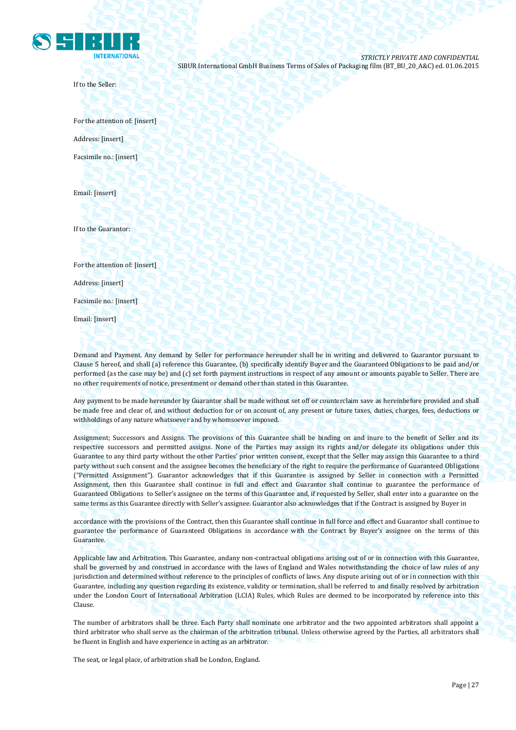If to the Seller:

For the attention of: [insert]

Address: [insert]

Facsimile no.: [insert]

Email: [insert]

If to the Guarantor:

For the attention of: [insert]

Address: [insert]

Facsimile no.: [insert]

Email: [insert]

Demand and Payment. Any demand by Seller for performance hereunder shall be in writing and delivered to Guarantor pursuant to Clause 5 hereof, and shall (a) reference this Guarantee, (b) specifically identify Buyer and the Guaranteed Obligations to be paid and/or performed (as the case may be) and (c) set forth payment instructions in respect of any amount or amounts payable to Seller. There are no other requirements of notice, presentment or demand other than stated in this Guarantee.

Any payment to be made hereunder by Guarantor shall be made without set off or counterclaim save as hereinbefore provided and shall be made free and clear of, and without deduction for or on account of, any present or future taxes, duties, charges, fees, deductions or withholdings of any nature whatsoever and by whomsoever imposed.

Assignment; Successors and Assigns. The provisions of this Guarantee shall be binding on and inure to the benefit of Seller and its respective successors and permitted assigns. None of the Parties may assign its rights and/or delegate its obligations under this Guarantee to any third party without the other Parties' prior written consent, except that the Seller may assign this Guarantee to a third party without such consent and the assignee becomes the beneficiary of the right to require the performance of Guaranteed Obligations ("Permitted Assignment"). Guarantor acknowledges that if this Guarantee is assigned by Seller in connection with a Permitted Assignment, then this Guarantee shall continue in full and effect and Guarantor shall continue to guarantee the performance of Guaranteed Obligations to Seller's assignee on the terms of this Guarantee and, if requested by Seller, shall enter into a guarantee on the same terms as this Guarantee directly with Seller's assignee. Guarantor also acknowledges that if the Contract is assigned by Buyer in accordance with the provisions of the Contract, then this Guarantee shall continue in full force and effect and Guarantor shall continue to guarantee the performance of Guaranteed Obligations in accordance with the Contract by Buyer's assignee on the terms of this Guarantee.

Applicable law and Arbitration. This Guarantee, andany non-contractual obligations arising out of or in connection with this Guarantee, shall be governed by and construed in accordance with the laws of England and Wales notwithstanding the choice of law rules of any jurisdiction and determined without reference to the principles of conflicts of laws. Any dispute arising out of or in connection with this Guarantee, including any question regarding its existence, validity or termination, shall be referred to and finally resolved by arbitration under the London Court of International Arbitration (LCIA) Rules, which Rules are deemed to be incorporated by reference into this Clause.

The number of arbitrators shall be three. Each Party shall nominate one arbitrator and the two appointed arbitrators shall appoint a third arbitrator who shall serve as the chairman of the arbitration tribunal. Unless otherwise agreed by the Parties, all arbitrators shall be fluent in English and have experience in acting as an arbitrator.

The seat, or legal place, of arbitration shall be London, England.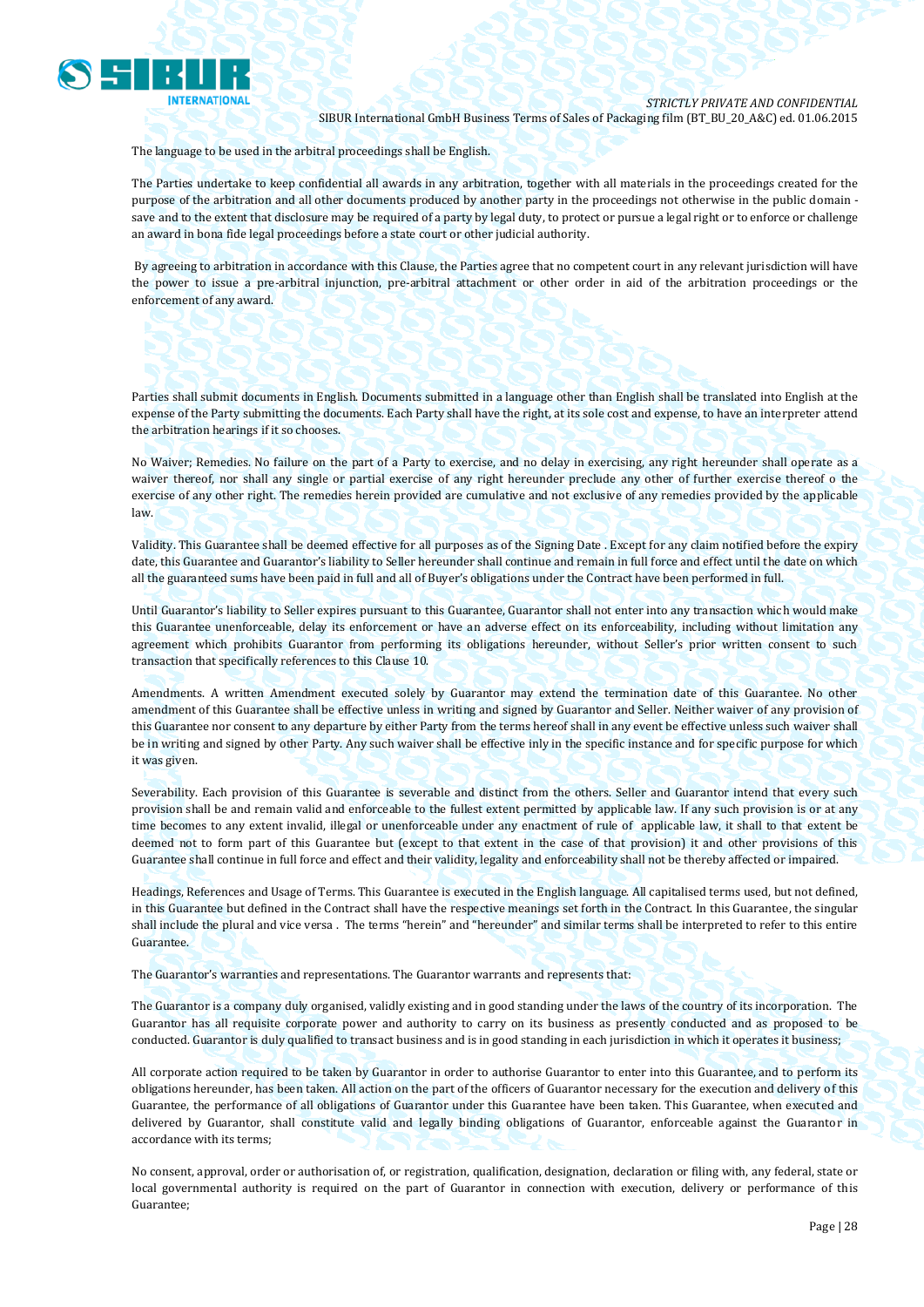The language to be used in the arbitral proceedings shall be English.

The Parties undertake to keep confidential all awards in any arbitration, together with all materials in the proceedings created for the purpose of the arbitration and all other documents produced by another party in the proceedings not otherwise in the public domain - save and to the extent that disclosure may be required of a party by legal duty, to protect or pursue a legal right or to enforce or challenge an award in bona fide legal proceedings before a state court or other judicial authority.

By agreeing to arbitration in accordance with this Clause, the Parties agree that no competent court in any relevant jurisdiction will have the power to issue a pre-arbitral injunction, pre-arbitral attachment or other order in aid of the arbitration proceedings or the enforcement of any award.

Parties shall submit documents in English. Documents submitted in a language other than English shall be translated into English at the expense of the Party submitting the documents. Each Party shall have the right, at its sole cost and expense, to have an interpreter attend the arbitration hearings if it so chooses.

No Waiver; Remedies. No failure on the part of a Party to exercise, and no delay in exercising, any right hereunder shall operate as a waiver thereof, nor shall any single or partial exercise of any right hereunder preclude any other of further exercise thereof o the exercise of any other right. The remedies herein provided are cumulative and not exclusive of any remedies provided by the applicable law.

Validity. This Guarantee shall be deemed effective for all purposes as of the Signing Date . Except for any claim notified before the expiry date, this Guarantee and Guarantor's liability to Seller hereunder shall continue and remain in full force and effect until the date on which all the guaranteed sums have been paid in full and all of Buyer's obligations under the Contract have been performed in full.

Until Guarantor's liability to Seller expires pursuant to this Guarantee, Guarantor shall not enter into any transaction which would make this Guarantee unenforceable, delay its enforcement or have an adverse effect on its enforceability, including without limitation any agreement which prohibits Guarantor from performing its obligations hereunder, without Seller's prior written consent to such transaction that specifically references to this Clause 10.

Amendments. A written Amendment executed solely by Guarantor may extend the termination date of this Guarantee. No other amendment of this Guarantee shall be effective unless in writing and signed by Guarantor and Seller. Neither waiver of any provision of this Guarantee nor consent to any departure by either Party from the terms hereof shall in any event be effective unless such waiver shall be in writing and signed by other Party. Any such waiver shall be effective inly in the specific instance and for specific purpose for which it was given.

Severability. Each provision of this Guarantee is severable and distinct from the others. Seller and Guarantor intend that every such provision shall be and remain valid and enforceable to the fullest extent permitted by applicable law. If any such provision is or at any time becomes to any extent invalid, illegal or unenforceable under any enactment of rule of applicable law, it shall to that extent be deemed not to form part of this Guarantee but (except to that extent in the case of that provision) it and other provisions of this Guarantee shall continue in full force and effect and their validity, legality and enforceability shall not be thereby affected or impaired.

Headings, References and Usage of Terms. This Guarantee is executed in the English language. All capitalised terms used, but not defined, in this Guarantee but defined in the Contract shall have the respective meanings set forth in the Contract. In this Guarantee, the singular shall include the plural and vice versa . The terms "herein" and "hereunder" and similar terms shall be interpreted to refer to this entire Guarantee.

The Guarantor's warranties and representations. The Guarantor warrants and represents that:

The Guarantor is a company duly organised, validly existing and in good standing under the laws of the country of its incorporation. The Guarantor has all requisite corporate power and authority to carry on its business as presently conducted and as proposed to be conducted. Guarantor is duly qualified to transact business and is in good standing in each jurisdiction in which it operates it business;

All corporate action required to be taken by Guarantor in order to authorise Guarantor to enter into this Guarantee, and to perform its obligations hereunder, has been taken. All action on the part of the officers of Guarantor necessary for the execution and delivery of this Guarantee, the performance of all obligations of Guarantor under this Guarantee have been taken. This Guarantee, when executed and delivered by Guarantor, shall constitute valid and legally binding obligations of Guarantor, enforceable against the Guarantor in accordance with its terms;

No consent, approval, order or authorisation of, or registration, qualification, designation, declaration or filing with, any federal, state or local governmental authority is required on the part of Guarantor in connection with execution, delivery or performance of this Guarantee;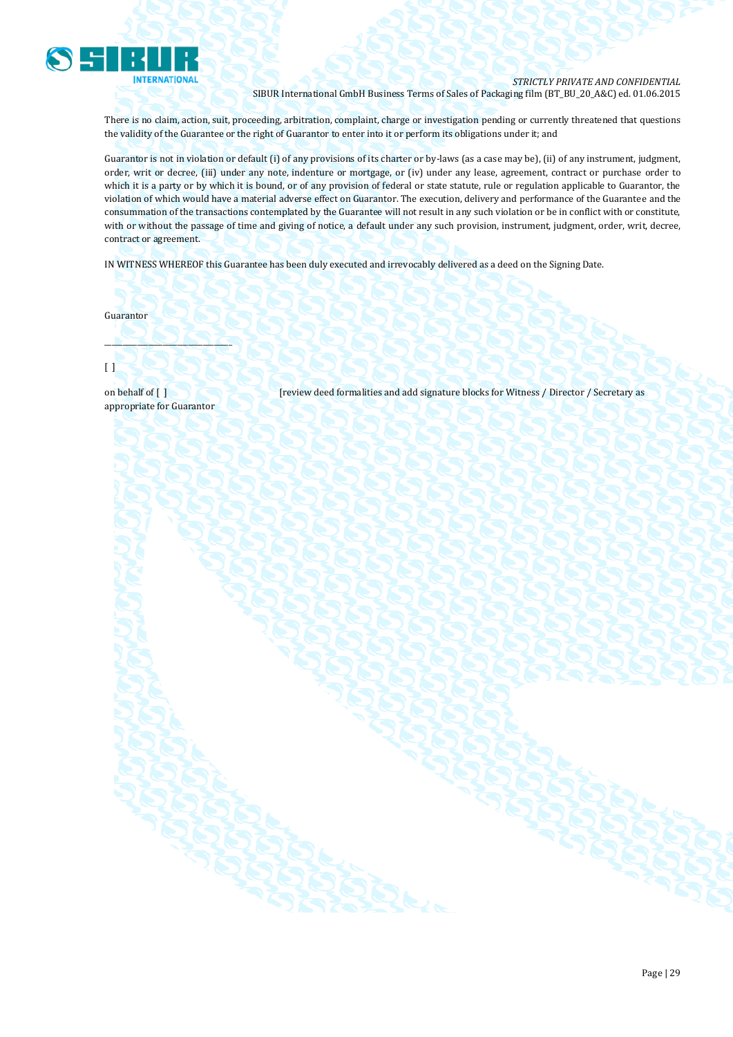There is no claim, action, suit, proceeding, arbitration, complaint, charge or investigation pending or currently threatened that questions the validity of the Guarantee or the right of Guarantor to enter into it or perform its obligations under it; and

Guarantor is not in violation or default (i) of any provisions of its charter or by-laws (as a case may be), (ii) of any instrument, judgment, order, writ or decree, (iii) under any note, indenture or mortgage, or (iv) under any lease, agreement, contract or purchase order to which it is a party or by which it is bound, or of any provision of federal or state statute, rule or regulation applicable to Guarantor, the violation of which would have a material adverse effect on Guarantor. The execution, delivery and performance of the Guarantee and the consummation of the transactions contemplated by the Guarantee will not result in any such violation or be in conflict with or constitute, with or without the passage of time and giving of notice, a default under any such provision, instrument, judgment, order, writ, decree, contract or agreement.

IN WITNESS WHEREOF this Guarantee has been duly executed and irrevocably delivered as a deed on the Signing Date.

Guarantor

______________________________

[ ]

on behalf of [ ] [review deed formalities and add signature blocks for Witness / Director / Secretary as appropriate for Guarantor